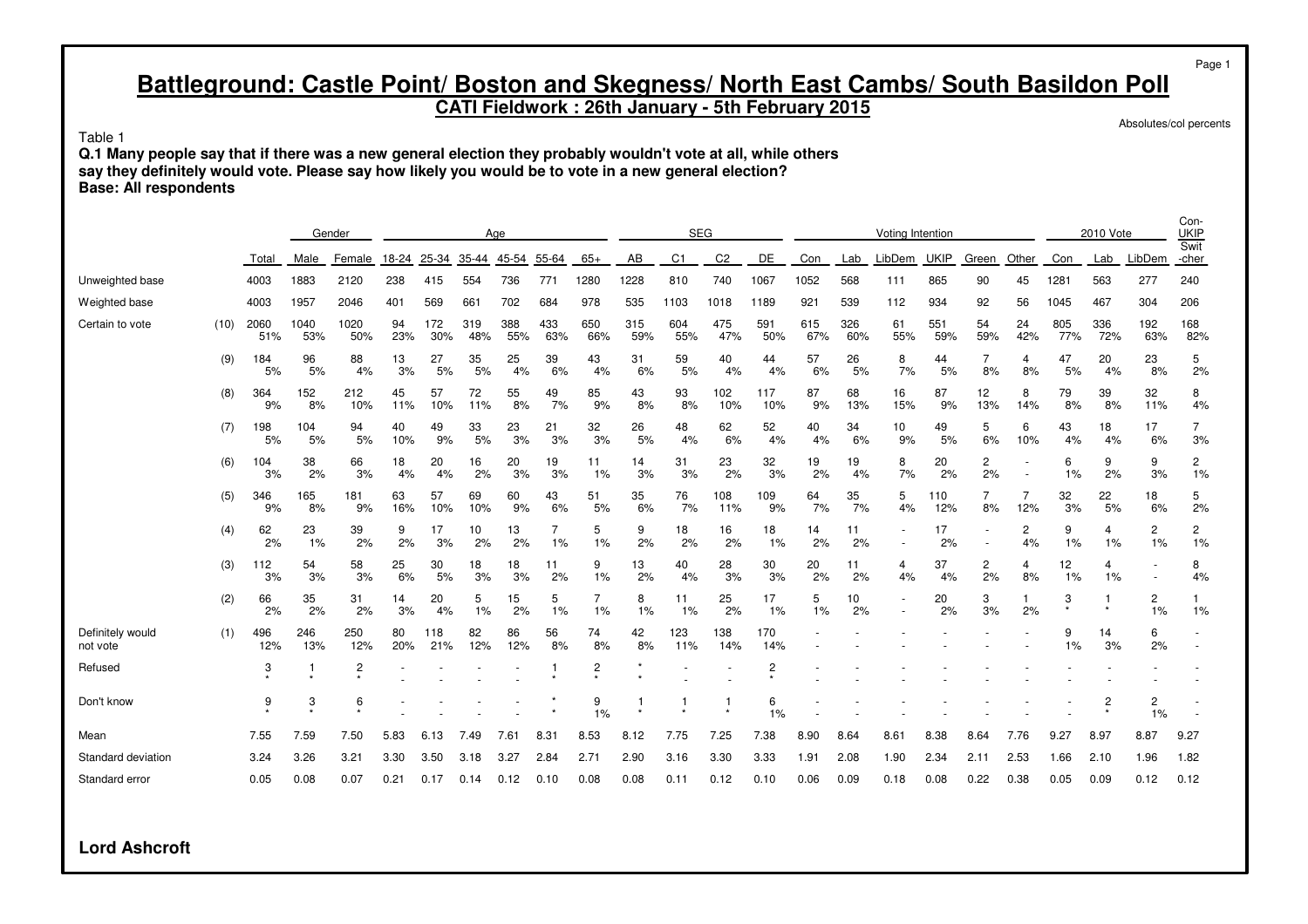# Battleground: Castle Point/ Boston and Skegness/ North East Cambs/ South Basildon Poll

**CATI Fieldwork : 26th January - 5th February 2015**

Absolutes/col percents

Table 1

**Q.1 Many people say that if there was a new general election they probably wouldn't vote at all, while others say they definitely would vote. Please say how likely you would be to vote in a new general election?**

**Base: All respondents**

| | | | Gender | | Age | | | | | | SEG | | | | Voting Intention | | | | | | 2010 Vote | | | Con-UKIP |
|---|---|---|---|---|---|---|---|---|---|---|---|---|---|---|---|---|---|---|---|---|---|---|---|---|
| | | Total | Male | Female | 18-24 | 25-34 | 35-44 | 45-54 | 55-64 | 65+ | AB | C1 | C2 | DE | Con | Lab | LibDem | UKIP | Green | Other | Con | Lab | LibDem | Swit-cher |
| Unweighted base | | 4003 | 1883 | 2120 | 238 | 415 | 554 | 736 | 771 | 1280 | 1228 | 810 | 740 | 1067 | 1052 | 568 | 111 | 865 | 90 | 45 | 1281 | 563 | 277 | 240 |
| Weighted base | | 4003 | 1957 | 2046 | 401 | 569 | 661 | 702 | 684 | 978 | 535 | 1103 | 1018 | 1189 | 921 | 539 | 112 | 934 | 92 | 56 | 1045 | 467 | 304 | 206 |
| Certain to vote | (10) | 2060 | 1040 | 1020 | 94 | 172 | 319 | 388 | 433 | 650 | 315 | 604 | 475 | 591 | 615 | 326 | 61 | 551 | 54 | 24 | 805 | 336 | 192 | 168 |
| | | 51% | 53% | 50% | 23% | 30% | 48% | 55% | 63% | 66% | 59% | 55% | 47% | 50% | 67% | 60% | 55% | 59% | 59% | 42% | 77% | 72% | 63% | 82% |
| | (9) | 184 | 96 | 88 | 13 | 27 | 35 | 25 | 39 | 43 | 31 | 59 | 40 | 44 | 57 | 26 | 8 | 44 | 7 | 4 | 47 | 20 | 23 | 5 |
| | | 5% | 5% | 4% | 3% | 5% | 5% | 4% | 6% | 4% | 6% | 5% | 4% | 4% | 6% | 5% | 7% | 5% | 8% | 8% | 5% | 4% | 8% | 2% |
| | (8) | 364 | 152 | 212 | 45 | 57 | 72 | 55 | 49 | 85 | 43 | 93 | 102 | 117 | 87 | 68 | 16 | 87 | 12 | 8 | 79 | 39 | 32 | 8 |
| | | 9% | 8% | 10% | 11% | 10% | 11% | 8% | 7% | 9% | 8% | 8% | 10% | 10% | 9% | 13% | 15% | 9% | 13% | 14% | 8% | 8% | 11% | 4% |
| | (7) | 198 | 104 | 94 | 40 | 49 | 33 | 23 | 21 | 32 | 26 | 48 | 62 | 52 | 40 | 34 | 10 | 49 | 5 | 6 | 43 | 18 | 17 | 7 |
| | | 5% | 5% | 5% | 10% | 9% | 5% | 3% | 3% | 3% | 5% | 4% | 6% | 4% | 4% | 6% | 9% | 5% | 6% | 10% | 4% | 4% | 6% | 3% |
| | (6) | 104 | 38 | 66 | 18 | 20 | 16 | 20 | 19 | 11 | 14 | 31 | 23 | 32 | 19 | 19 | 8 | 20 | 2 | - | 6 | 9 | 9 | 2 |
| | | 3% | 2% | 3% | 4% | 4% | 2% | 3% | 3% | 1% | 3% | 3% | 2% | 3% | 2% | 4% | 7% | 2% | 2% | - | 1% | 2% | 3% | 1% |
| | (5) | 346 | 165 | 181 | 63 | 57 | 69 | 60 | 43 | 51 | 35 | 76 | 108 | 109 | 64 | 35 | 5 | 110 | 7 | 7 | 32 | 22 | 18 | 5 |
| | | 9% | 8% | 9% | 16% | 10% | 10% | 9% | 6% | 5% | 6% | 7% | 11% | 9% | 7% | 7% | 4% | 12% | 8% | 12% | 3% | 5% | 6% | 2% |
| | (4) | 62 | 23 | 39 | 9 | 17 | 10 | 13 | 7 | 5 | 9 | 18 | 16 | 18 | 14 | 11 | - | 17 | - | 2 | 9 | 4 | 2 | 2 |
| | | 2% | 1% | 2% | 2% | 3% | 2% | 2% | 1% | 1% | 2% | 2% | 2% | 1% | 2% | 2% | - | 2% | - | 4% | 1% | 1% | 1% | 1% |
| | (3) | 112 | 54 | 58 | 25 | 30 | 18 | 18 | 11 | 9 | 13 | 40 | 28 | 30 | 20 | 11 | 4 | 37 | 2 | 4 | 12 | 4 | - | 8 |
| | | 3% | 3% | 3% | 6% | 5% | 3% | 3% | 2% | 1% | 2% | 4% | 3% | 3% | 2% | 2% | 4% | 4% | 2% | 8% | 1% | 1% | - | 4% |
| | (2) | 66 | 35 | 31 | 14 | 20 | 5 | 15 | 5 | 7 | 8 | 11 | 25 | 17 | 5 | 10 | - | 20 | 3 | 1 | 3 | 1 | 2 | 1 |
| | | 2% | 2% | 2% | 3% | 4% | 1% | 2% | 1% | 1% | 1% | 1% | 2% | 1% | 1% | 2% | - | 2% | 3% | 2% | * | * | 1% | 1% |
| Definitely would not vote | (1) | 496 | 246 | 250 | 80 | 118 | 82 | 86 | 56 | 74 | 42 | 123 | 138 | 170 | - | - | - | - | - | - | 9 | 14 | 6 | - |
| | | 12% | 13% | 12% | 20% | 21% | 12% | 12% | 8% | 8% | 8% | 11% | 14% | 14% | - | - | - | - | - | - | 1% | 3% | 2% | - |
| Refused | | 3 | 1 | 2 | - | - | - | - | 1 | 2 | * | - | - | 2 | - | - | - | - | - | - | - | - | - | - |
| | | * | * | * | - | - | - | - | * | * | * | - | - | * | - | - | - | - | - | - | - | - | - | - |
| Don't know | | 9 | 3 | 6 | - | - | - | - | * | 9 | 1 | 1 | 1 | 6 | - | - | - | - | - | - | - | 2 | 2 | - |
| | | * | * | * | - | - | - | - | * | 1% | * | * | * | 1% | - | - | - | - | - | - | - | * | 1% | - |
| Mean | | 7.55 | 7.59 | 7.50 | 5.83 | 6.13 | 7.49 | 7.61 | 8.31 | 8.53 | 8.12 | 7.75 | 7.25 | 7.38 | 8.90 | 8.64 | 8.61 | 8.38 | 8.64 | 7.76 | 9.27 | 8.97 | 8.87 | 9.27 |
| Standard deviation | | 3.24 | 3.26 | 3.21 | 3.30 | 3.50 | 3.18 | 3.27 | 2.84 | 2.71 | 2.90 | 3.16 | 3.30 | 3.33 | 1.91 | 2.08 | 1.90 | 2.34 | 2.11 | 2.53 | 1.66 | 2.10 | 1.96 | 1.82 |
| Standard error | | 0.05 | 0.08 | 0.07 | 0.21 | 0.17 | 0.14 | 0.12 | 0.10 | 0.08 | 0.08 | 0.11 | 0.12 | 0.10 | 0.06 | 0.09 | 0.18 | 0.08 | 0.22 | 0.38 | 0.05 | 0.09 | 0.12 | 0.12 |

**Lord Ashcroft**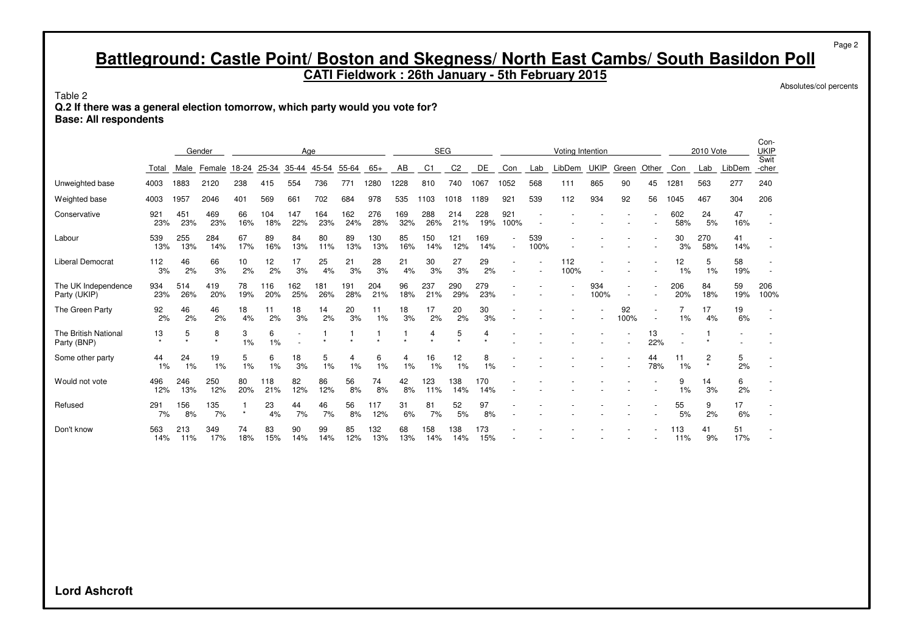# Battleground: Castle Point/ Boston and Skegness/ North East Cambs/ South Basildon Poll

## CATI Fieldwork : 26th January - 5th February 2015

Absolutes/col percents

Table 2
**Q.2 If there was a general election tomorrow, which party would you vote for?**
**Base: All respondents**

| | | Gender | | Age | | | | | | SEG | | | | Voting Intention | | | | | | 2010 Vote | | | Con-UKIP |
|---|---|---|---|---|---|---|---|---|---|---|---|---|---|---|---|---|---|---|---|---|---|---|---|
| | Total | Male | Female | 18-24 | 25-34 | 35-44 | 45-54 | 55-64 | 65+ | AB | C1 | C2 | DE | Con | Lab | LibDem | UKIP | Green | Other | Con | Lab | LibDem | Swit -cher |
| Unweighted base | 4003 | 1883 | 2120 | 238 | 415 | 554 | 736 | 771 | 1280 | 1228 | 810 | 740 | 1067 | 1052 | 568 | 111 | 865 | 90 | 45 | 1281 | 563 | 277 | 240 |
| Weighted base | 4003 | 1957 | 2046 | 401 | 569 | 661 | 702 | 684 | 978 | 535 | 1103 | 1018 | 1189 | 921 | 539 | 112 | 934 | 92 | 56 | 1045 | 467 | 304 | 206 |
| Conservative | 921 | 451 | 469 | 66 | 104 | 147 | 164 | 162 | 276 | 169 | 288 | 214 | 228 | 921 | - | - | - | - | - | 602 | 24 | 47 | - |
| | 23% | 23% | 23% | 16% | 18% | 22% | 23% | 24% | 28% | 32% | 26% | 21% | 19% | 100% | - | - | - | - | - | 58% | 5% | 16% | - |
| Labour | 539 | 255 | 284 | 67 | 89 | 84 | 80 | 89 | 130 | 85 | 150 | 121 | 169 | - | 539 | - | - | - | - | 30 | 270 | 41 | - |
| | 13% | 13% | 14% | 17% | 16% | 13% | 11% | 13% | 13% | 16% | 14% | 12% | 14% | - | 100% | - | - | - | - | 3% | 58% | 14% | - |
| Liberal Democrat | 112 | 46 | 66 | 10 | 12 | 17 | 25 | 21 | 28 | 21 | 30 | 27 | 29 | - | - | 112 | - | - | - | 12 | 5 | 58 | - |
| | 3% | 2% | 3% | 2% | 2% | 3% | 4% | 3% | 3% | 4% | 3% | 3% | 2% | - | - | 100% | - | - | - | 1% | 1% | 19% | - |
| The UK Independence Party (UKIP) | 934 | 514 | 419 | 78 | 116 | 162 | 181 | 191 | 204 | 96 | 237 | 290 | 279 | - | - | - | 934 | - | - | 206 | 84 | 59 | 206 |
| | 23% | 26% | 20% | 19% | 20% | 25% | 26% | 28% | 21% | 18% | 21% | 29% | 23% | - | - | - | 100% | - | - | 20% | 18% | 19% | 100% |
| The Green Party | 92 | 46 | 46 | 18 | 11 | 18 | 14 | 20 | 11 | 18 | 17 | 20 | 30 | - | - | - | - | 92 | - | 7 | 17 | 19 | - |
| | 2% | 2% | 2% | 4% | 2% | 3% | 2% | 3% | 1% | 3% | 2% | 2% | 3% | - | - | - | - | 100% | - | 1% | 4% | 6% | - |
| The British National Party (BNP) | 13 | 5 | 8 | 3 | 6 | - | 1 | 1 | 1 | 1 | 4 | 5 | 4 | - | - | - | - | - | 13 | - | 1 | - | - |
| | * | * | * | 1% | 1% | - | * | * | * | * | * | * | * | - | - | - | - | - | 22% | - | * | - | - |
| Some other party | 44 | 24 | 19 | 5 | 6 | 18 | 5 | 4 | 6 | 4 | 16 | 12 | 8 | - | - | - | - | - | 44 | 11 | 2 | 5 | - |
| | 1% | 1% | 1% | 1% | 1% | 3% | 1% | 1% | 1% | 1% | 1% | 1% | 1% | - | - | - | - | - | 78% | 1% | * | 2% | - |
| Would not vote | 496 | 246 | 250 | 80 | 118 | 82 | 86 | 56 | 74 | 42 | 123 | 138 | 170 | - | - | - | - | - | - | 9 | 14 | 6 | - |
| | 12% | 13% | 12% | 20% | 21% | 12% | 12% | 8% | 8% | 8% | 11% | 14% | 14% | - | - | - | - | - | - | 1% | 3% | 2% | - |
| Refused | 291 | 156 | 135 | 1 | 23 | 44 | 46 | 56 | 117 | 31 | 81 | 52 | 97 | - | - | - | - | - | - | 55 | 9 | 17 | - |
| | 7% | 8% | 7% | * | 4% | 7% | 7% | 8% | 12% | 6% | 7% | 5% | 8% | - | - | - | - | - | - | 5% | 2% | 6% | - |
| Don't know | 563 | 213 | 349 | 74 | 83 | 90 | 99 | 85 | 132 | 68 | 158 | 138 | 173 | - | - | - | - | - | - | 113 | 41 | 51 | - |
| | 14% | 11% | 17% | 18% | 15% | 14% | 14% | 12% | 13% | 13% | 14% | 14% | 15% | - | - | - | - | - | - | 11% | 9% | 17% | - |

**Lord Ashcroft**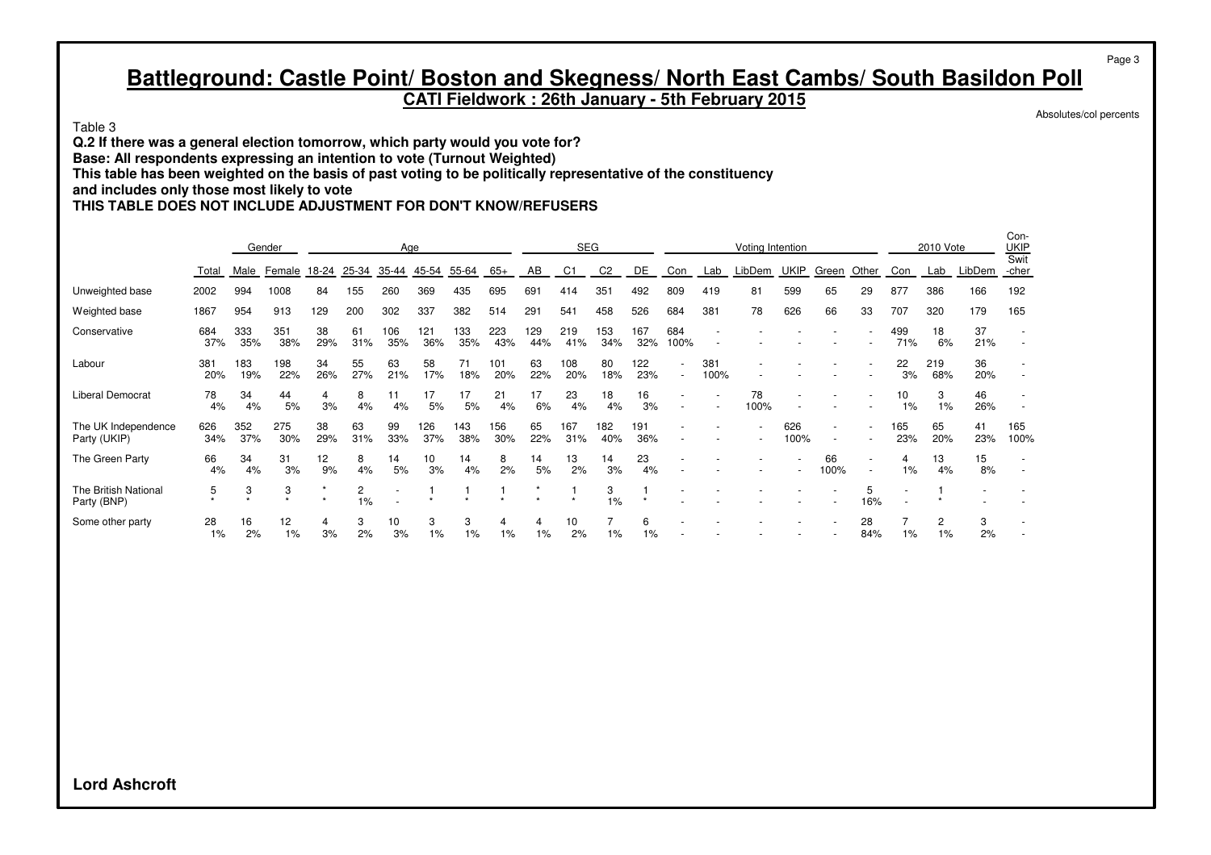# Battleground: Castle Point/ Boston and Skegness/ North East Cambs/ South Basildon Poll

**CATI Fieldwork : 26th January - 5th February 2015**

Absolutes/col percents

Table 3

**Q.2 If there was a general election tomorrow, which party would you vote for?**
**Base: All respondents expressing an intention to vote (Turnout Weighted)**
**This table has been weighted on the basis of past voting to be politically representative of the constituency and includes only those most likely to vote**
**THIS TABLE DOES NOT INCLUDE ADJUSTMENT FOR DON'T KNOW/REFUSERS**

| | | Gender | | Age | | | | | | SEG | | | | Voting Intention | | | | | | 2010 Vote | | | Con-UKIP Swit |
|---|---|---|---|---|---|---|---|---|---|---|---|---|---|---|---|---|---|---|---|---|---|---|---|
| | Total | Male | Female | 18-24 | 25-34 | 35-44 | 45-54 | 55-64 | 65+ | AB | C1 | C2 | DE | Con | Lab | LibDem | UKIP | Green | Other | Con | Lab | LibDem | -cher |
| Unweighted base | 2002 | 994 | 1008 | 84 | 155 | 260 | 369 | 435 | 695 | 691 | 414 | 351 | 492 | 809 | 419 | 81 | 599 | 65 | 29 | 877 | 386 | 166 | 192 |
| Weighted base | 1867 | 954 | 913 | 129 | 200 | 302 | 337 | 382 | 514 | 291 | 541 | 458 | 526 | 684 | 381 | 78 | 626 | 66 | 33 | 707 | 320 | 179 | 165 |
| Conservative | 684 | 333 | 351 | 38 | 61 | 106 | 121 | 133 | 223 | 129 | 219 | 153 | 167 | 684 | - | - | - | - | - | 499 | 18 | 37 | - |
| | 37% | 35% | 38% | 29% | 31% | 35% | 36% | 35% | 43% | 44% | 41% | 34% | 32% | 100% | - | - | - | - | - | 71% | 6% | 21% | - |
| Labour | 381 | 183 | 198 | 34 | 55 | 63 | 58 | 71 | 101 | 63 | 108 | 80 | 122 | - | 381 | - | - | - | - | 22 | 219 | 36 | - |
| | 20% | 19% | 22% | 26% | 27% | 21% | 17% | 18% | 20% | 22% | 20% | 18% | 23% | - | 100% | - | - | - | - | 3% | 68% | 20% | - |
| Liberal Democrat | 78 | 34 | 44 | 4 | 8 | 11 | 17 | 17 | 21 | 17 | 23 | 18 | 16 | - | - | 78 | - | - | - | 10 | 3 | 46 | - |
| | 4% | 4% | 5% | 3% | 4% | 4% | 5% | 5% | 4% | 6% | 4% | 4% | 3% | - | - | 100% | - | - | - | 1% | 1% | 26% | - |
| The UK Independence Party (UKIP) | 626 | 352 | 275 | 38 | 63 | 99 | 126 | 143 | 156 | 65 | 167 | 182 | 191 | - | - | - | 626 | - | - | 165 | 65 | 41 | 165 |
| | 34% | 37% | 30% | 29% | 31% | 33% | 37% | 38% | 30% | 22% | 31% | 40% | 36% | - | - | - | 100% | - | - | 23% | 20% | 23% | 100% |
| The Green Party | 66 | 34 | 31 | 12 | 8 | 14 | 10 | 14 | 8 | 14 | 13 | 14 | 23 | - | - | - | - | 66 | - | 4 | 13 | 15 | - |
| | 4% | 4% | 3% | 9% | 4% | 5% | 3% | 4% | 2% | 5% | 2% | 3% | 4% | - | - | - | - | 100% | - | 1% | 4% | 8% | - |
| The British National Party (BNP) | 5 | 3 | 3 | * | 2 | - | 1 | 1 | 1 | * | 1 | 3 | 1 | - | - | - | - | - | 5 | - | 1 | - | - |
| | * | * | * | * | 1% | - | * | * | * | * | * | 1% | * | - | - | - | - | - | 16% | - | * | - | - |
| Some other party | 28 | 16 | 12 | 4 | 3 | 10 | 3 | 3 | 4 | 4 | 10 | 7 | 6 | - | - | - | - | - | 28 | 7 | 2 | 3 | - |
| | 1% | 2% | 1% | 3% | 2% | 3% | 1% | 1% | 1% | 1% | 2% | 1% | 1% | - | - | - | - | - | 84% | 1% | 1% | 2% | - |

**Lord Ashcroft**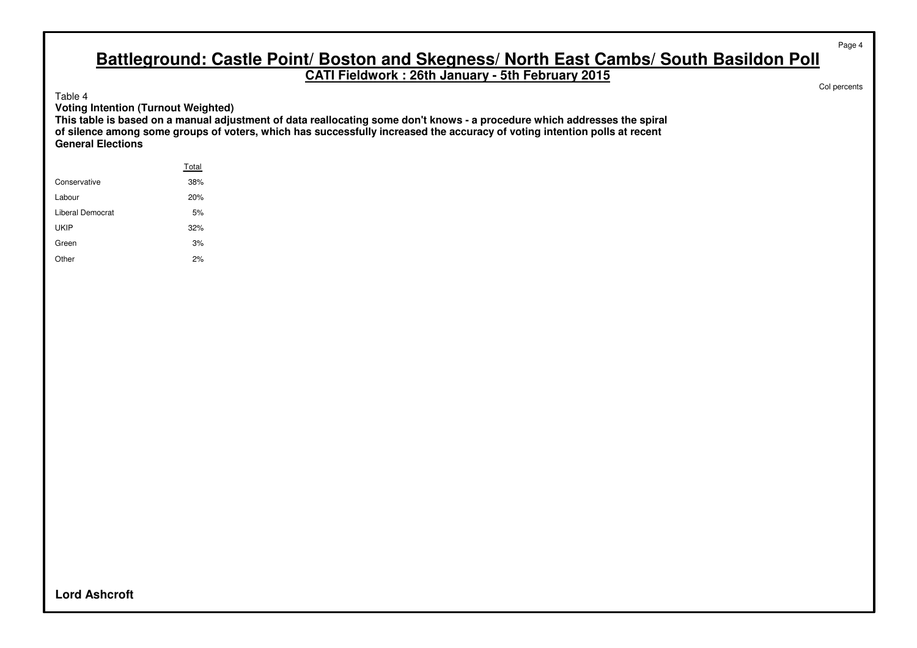# Battleground: Castle Point/ Boston and Skegness/ North East Cambs/ South Basildon Poll

**CATI Fieldwork : 26th January - 5th February 2015**

Col percents

Table 4

**Voting Intention (Turnout Weighted)**

**This table is based on a manual adjustment of data reallocating some don't knows - a procedure which addresses the spiral of silence among some groups of voters, which has successfully increased the accuracy of voting intention polls at recent General Elections**

| | Total |
|---|---|
| Conservative | 38% |
| Labour | 20% |
| Liberal Democrat | 5% |
| UKIP | 32% |
| Green | 3% |
| Other | 2% |

**Lord Ashcroft**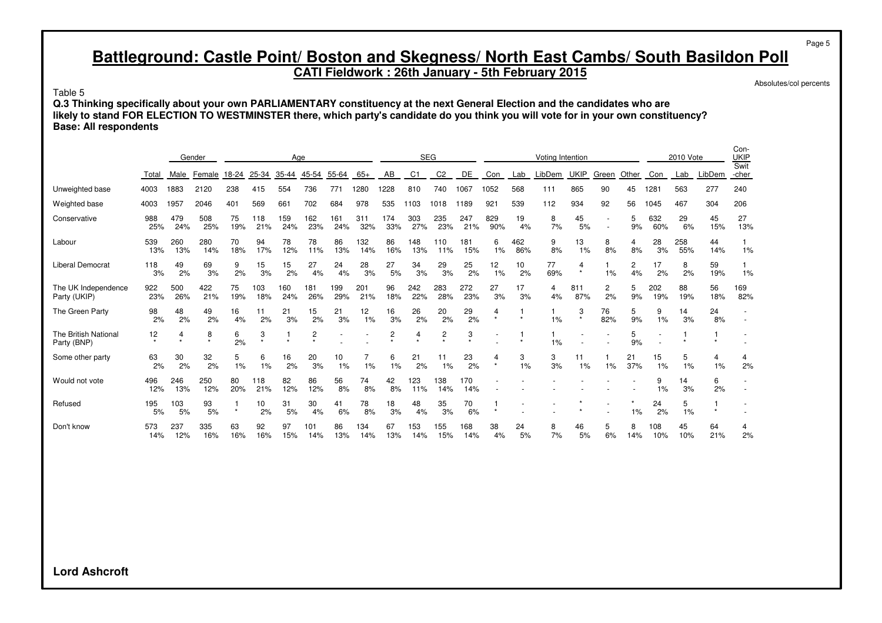# Battleground: Castle Point/ Boston and Skegness/ North East Cambs/ South Basildon Poll

**CATI Fieldwork : 26th January - 5th February 2015**

Absolutes/col percents

Table 5

**Q.3 Thinking specifically about your own PARLIAMENTARY constituency at the next General Election and the candidates who are likely to stand FOR ELECTION TO WESTMINSTER there, which party's candidate do you think you will vote for in your own constituency?**
**Base: All respondents**

| | | Gender | | Age | | | | | | SEG | | | | Voting Intention | | | | | | 2010 Vote | | | Con-UKIP |
|---|---|---|---|---|---|---|---|---|---|---|---|---|---|---|---|---|---|---|---|---|---|---|---|
| | Total | Male | Female | 18-24 | 25-34 | 35-44 | 45-54 | 55-64 | 65+ | AB | C1 | C2 | DE | Con | Lab | LibDem | UKIP | Green | Other | Con | Lab | LibDem | Swit-cher |
| Unweighted base | 4003 | 1883 | 2120 | 238 | 415 | 554 | 736 | 771 | 1280 | 1228 | 810 | 740 | 1067 | 1052 | 568 | 111 | 865 | 90 | 45 | 1281 | 563 | 277 | 240 |
| Weighted base | 4003 | 1957 | 2046 | 401 | 569 | 661 | 702 | 684 | 978 | 535 | 1103 | 1018 | 1189 | 921 | 539 | 112 | 934 | 92 | 56 | 1045 | 467 | 304 | 206 |
| Conservative | 988 | 479 | 508 | 75 | 118 | 159 | 162 | 161 | 311 | 174 | 303 | 235 | 247 | 829 | 19 | 8 | 45 | - | 5 | 632 | 29 | 45 | 27 |
| | 25% | 24% | 25% | 19% | 21% | 24% | 23% | 24% | 32% | 33% | 27% | 23% | 21% | 90% | 4% | 7% | 5% | - | 9% | 60% | 6% | 15% | 13% |
| Labour | 539 | 260 | 280 | 70 | 94 | 78 | 78 | 86 | 132 | 86 | 148 | 110 | 181 | 6 | 462 | 9 | 13 | 8 | 4 | 28 | 258 | 44 | 1 |
| | 13% | 13% | 14% | 18% | 17% | 12% | 11% | 13% | 14% | 16% | 13% | 11% | 15% | 1% | 86% | 8% | 1% | 8% | 8% | 3% | 55% | 14% | 1% |
| Liberal Democrat | 118 | 49 | 69 | 9 | 15 | 15 | 27 | 24 | 28 | 27 | 34 | 29 | 25 | 12 | 10 | 77 | 4 | 1 | 2 | 17 | 8 | 59 | 1 |
| | 3% | 2% | 3% | 2% | 3% | 2% | 4% | 4% | 3% | 5% | 3% | 3% | 2% | 1% | 2% | 69% | * | 1% | 4% | 2% | 2% | 19% | 1% |
| The UK Independence Party (UKIP) | 922 | 500 | 422 | 75 | 103 | 160 | 181 | 199 | 201 | 96 | 242 | 283 | 272 | 27 | 17 | 4 | 811 | 2 | 5 | 202 | 88 | 56 | 169 |
| | 23% | 26% | 21% | 19% | 18% | 24% | 26% | 29% | 21% | 18% | 22% | 28% | 23% | 3% | 3% | 4% | 87% | 2% | 9% | 19% | 19% | 18% | 82% |
| The Green Party | 98 | 48 | 49 | 16 | 11 | 21 | 15 | 21 | 12 | 16 | 26 | 20 | 29 | 4 | 1 | 1 | 3 | 76 | 5 | 9 | 14 | 24 | - |
| | 2% | 2% | 2% | 4% | 2% | 3% | 2% | 3% | 1% | 3% | 2% | 2% | 2% | * | * | 1% | * | 82% | 9% | 1% | 3% | 8% | - |
| The British National Party (BNP) | 12 | 4 | 8 | 6 | 3 | 1 | 2 | - | - | 2 | 4 | 2 | 3 | - | 1 | 1 | - | - | 5 | - | 1 | 1 | - |
| | * | * | * | 2% | * | * | * | - | - | * | * | * | * | - | * | 1% | - | - | 9% | - | * | * | - |
| Some other party | 63 | 30 | 32 | 5 | 6 | 16 | 20 | 10 | 7 | 6 | 21 | 11 | 23 | 4 | 3 | 3 | 11 | 1 | 21 | 15 | 5 | 4 | 4 |
| | 2% | 2% | 2% | 1% | 1% | 2% | 3% | 1% | 1% | 1% | 2% | 1% | 2% | * | 1% | 3% | 1% | 1% | 37% | 1% | 1% | 1% | 2% |
| Would not vote | 496 | 246 | 250 | 80 | 118 | 82 | 86 | 56 | 74 | 42 | 123 | 138 | 170 | - | - | - | - | - | - | 9 | 14 | 6 | - |
| | 12% | 13% | 12% | 20% | 21% | 12% | 12% | 8% | 8% | 8% | 11% | 14% | 14% | - | - | - | - | - | - | 1% | 3% | 2% | - |
| Refused | 195 | 103 | 93 | 1 | 10 | 31 | 30 | 41 | 78 | 18 | 48 | 35 | 70 | 1 | - | - | * | - | * | 24 | 5 | 1 | - |
| | 5% | 5% | 5% | * | 2% | 5% | 4% | 6% | 8% | 3% | 4% | 3% | 6% | * | - | - | * | - | 1% | 2% | 1% | * | - |
| Don't know | 573 | 237 | 335 | 63 | 92 | 97 | 101 | 86 | 134 | 67 | 153 | 155 | 168 | 38 | 24 | 8 | 46 | 5 | 8 | 108 | 45 | 64 | 4 |
| | 14% | 12% | 16% | 16% | 16% | 15% | 14% | 13% | 14% | 13% | 14% | 15% | 14% | 4% | 5% | 7% | 5% | 6% | 14% | 10% | 10% | 21% | 2% |

**Lord Ashcroft**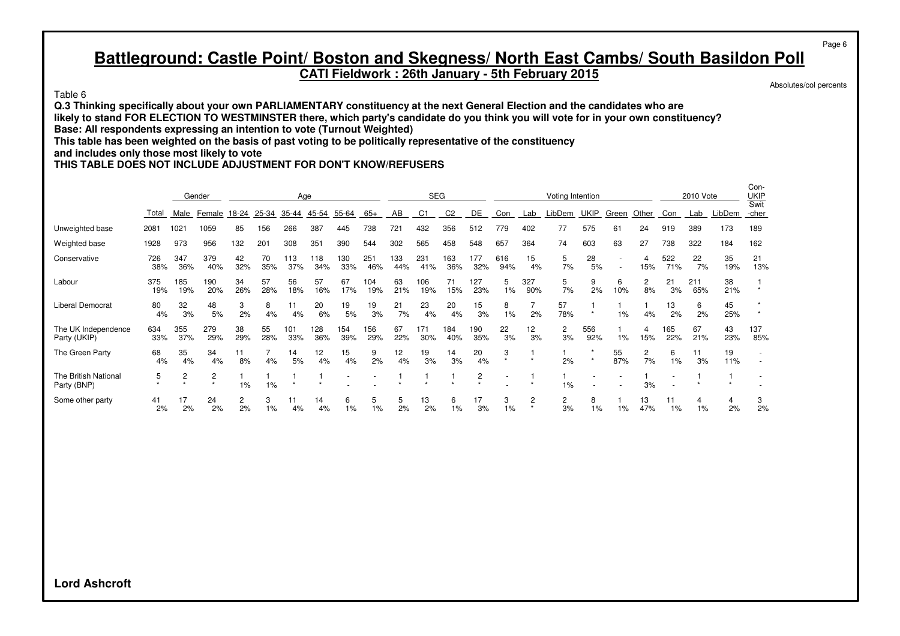## Battleground: Castle Point/ Boston and Skegness/ North East Cambs/ South Basildon Poll

**CATI Fieldwork : 26th January - 5th February 2015**

Absolutes/col percents

Table 6

**Q.3 Thinking specifically about your own PARLIAMENTARY constituency at the next General Election and the candidates who are likely to stand FOR ELECTION TO WESTMINSTER there, which party's candidate do you think you will vote for in your own constituency?**
**Base: All respondents expressing an intention to vote (Turnout Weighted)**
**This table has been weighted on the basis of past voting to be politically representative of the constituency and includes only those most likely to vote**
**THIS TABLE DOES NOT INCLUDE ADJUSTMENT FOR DON'T KNOW/REFUSERS**

| | | Gender | | Age | | | | | | SEG | | | | Voting Intention | | | | | | 2010 Vote | | | Con-UKIP Swit-cher |
|---|---|---|---|---|---|---|---|---|---|---|---|---|---|---|---|---|---|---|---|---|---|---|---|
| | Total | Male | Female | 18-24 | 25-34 | 35-44 | 45-54 | 55-64 | 65+ | AB | C1 | C2 | DE | Con | Lab | LibDem | UKIP | Green | Other | Con | Lab | LibDem | |
| Unweighted base | 2081 | 1021 | 1059 | 85 | 156 | 266 | 387 | 445 | 738 | 721 | 432 | 356 | 512 | 779 | 402 | 77 | 575 | 61 | 24 | 919 | 389 | 173 | 189 |
| Weighted base | 1928 | 973 | 956 | 132 | 201 | 308 | 351 | 390 | 544 | 302 | 565 | 458 | 548 | 657 | 364 | 74 | 603 | 63 | 27 | 738 | 322 | 184 | 162 |
| Conservative | 726 | 347 | 379 | 42 | 70 | 113 | 118 | 130 | 251 | 133 | 231 | 163 | 177 | 616 | 15 | 5 | 28 | - | 4 | 522 | 22 | 35 | 21 |
| | 38% | 36% | 40% | 32% | 35% | 37% | 34% | 33% | 46% | 44% | 41% | 36% | 32% | 94% | 4% | 7% | 5% | - | 15% | 71% | 7% | 19% | 13% |
| Labour | 375 | 185 | 190 | 34 | 57 | 56 | 57 | 67 | 104 | 63 | 106 | 71 | 127 | 5 | 327 | 5 | 9 | 6 | 2 | 21 | 211 | 38 | 1 |
| | 19% | 19% | 20% | 26% | 28% | 18% | 16% | 17% | 19% | 21% | 19% | 15% | 23% | 1% | 90% | 7% | 2% | 10% | 8% | 3% | 65% | 21% | * |
| Liberal Democrat | 80 | 32 | 48 | 3 | 8 | 11 | 20 | 19 | 19 | 21 | 23 | 20 | 15 | 8 | 7 | 57 | 1 | 1 | 1 | 13 | 6 | 45 | * |
| | 4% | 3% | 5% | 2% | 4% | 4% | 6% | 5% | 3% | 7% | 4% | 4% | 3% | 1% | 2% | 78% | * | 1% | 4% | 2% | 2% | 25% | * |
| The UK Independence Party (UKIP) | 634 | 355 | 279 | 38 | 55 | 101 | 128 | 154 | 156 | 67 | 171 | 184 | 190 | 22 | 12 | 2 | 556 | 1 | 4 | 165 | 67 | 43 | 137 |
| | 33% | 37% | 29% | 29% | 28% | 33% | 36% | 39% | 29% | 22% | 30% | 40% | 35% | 3% | 3% | 3% | 92% | 1% | 15% | 22% | 21% | 23% | 85% |
| The Green Party | 68 | 35 | 34 | 11 | 7 | 14 | 12 | 15 | 9 | 12 | 19 | 14 | 20 | 3 | 1 | 1 | * | 55 | 2 | 6 | 11 | 19 | - |
| | 4% | 4% | 4% | 8% | 4% | 5% | 4% | 4% | 2% | 4% | 3% | 3% | 4% | * | * | 2% | * | 87% | 7% | 1% | 3% | 11% | - |
| The British National Party (BNP) | 5 | 2 | 2 | 1 | 1 | 1 | 1 | - | - | 1 | 1 | 1 | 2 | - | 1 | 1 | - | - | 1 | - | 1 | 1 | - |
| | * | * | * | 1% | 1% | * | * | - | - | * | * | * | * | - | * | 1% | - | - | 3% | - | * | * | - |
| Some other party | 41 | 17 | 24 | 2 | 3 | 11 | 14 | 6 | 5 | 5 | 13 | 6 | 17 | 3 | 2 | 2 | 8 | 1 | 13 | 11 | 4 | 4 | 3 |
| | 2% | 2% | 2% | 2% | 1% | 4% | 4% | 1% | 1% | 2% | 2% | 1% | 3% | 1% | * | 3% | 1% | 1% | 47% | 1% | 1% | 2% | 2% |

**Lord Ashcroft**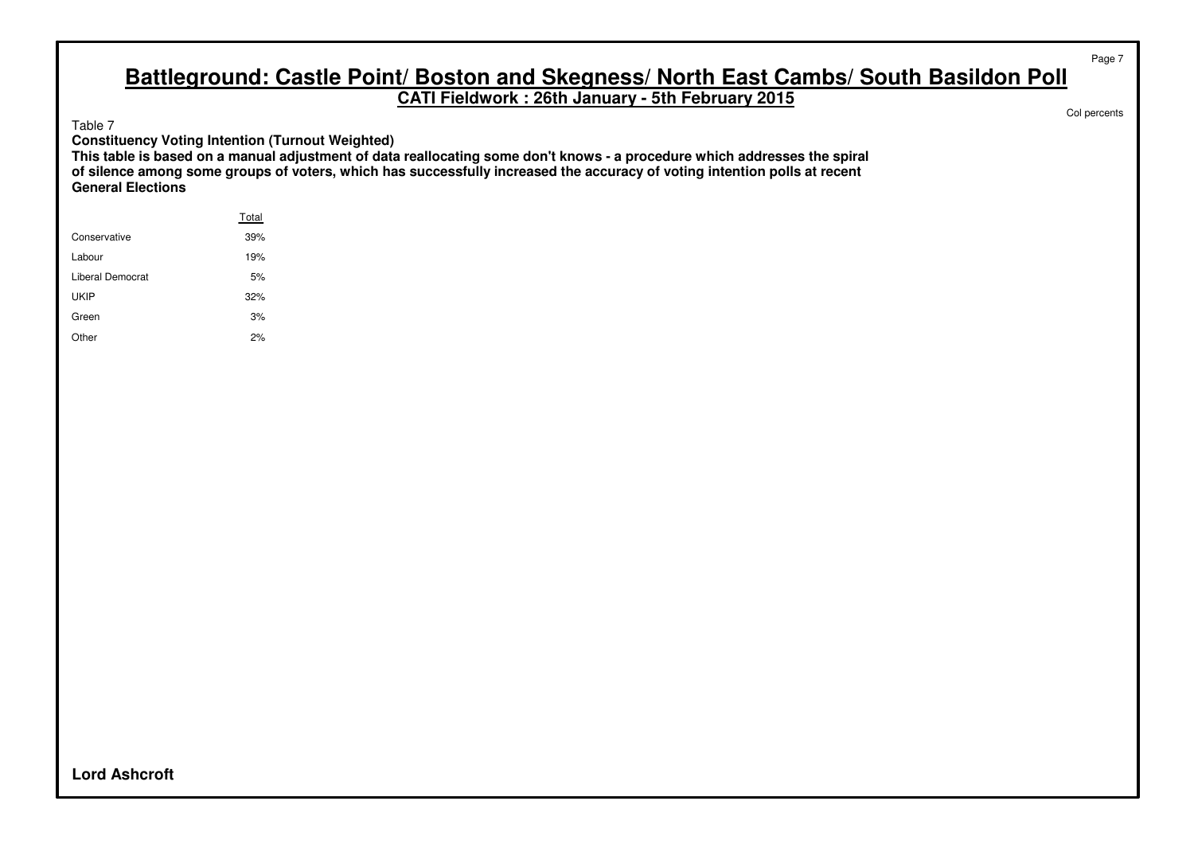# Battleground: Castle Point/ Boston and Skegness/ North East Cambs/ South Basildon Poll

**CATI Fieldwork : 26th January - 5th February 2015**

Col percents

Table 7

**Constituency Voting Intention (Turnout Weighted)**

**This table is based on a manual adjustment of data reallocating some don't knows - a procedure which addresses the spiral of silence among some groups of voters, which has successfully increased the accuracy of voting intention polls at recent General Elections**

| | Total |
|---|---|
| Conservative | 39% |
| Labour | 19% |
| Liberal Democrat | 5% |
| UKIP | 32% |
| Green | 3% |
| Other | 2% |

**Lord Ashcroft**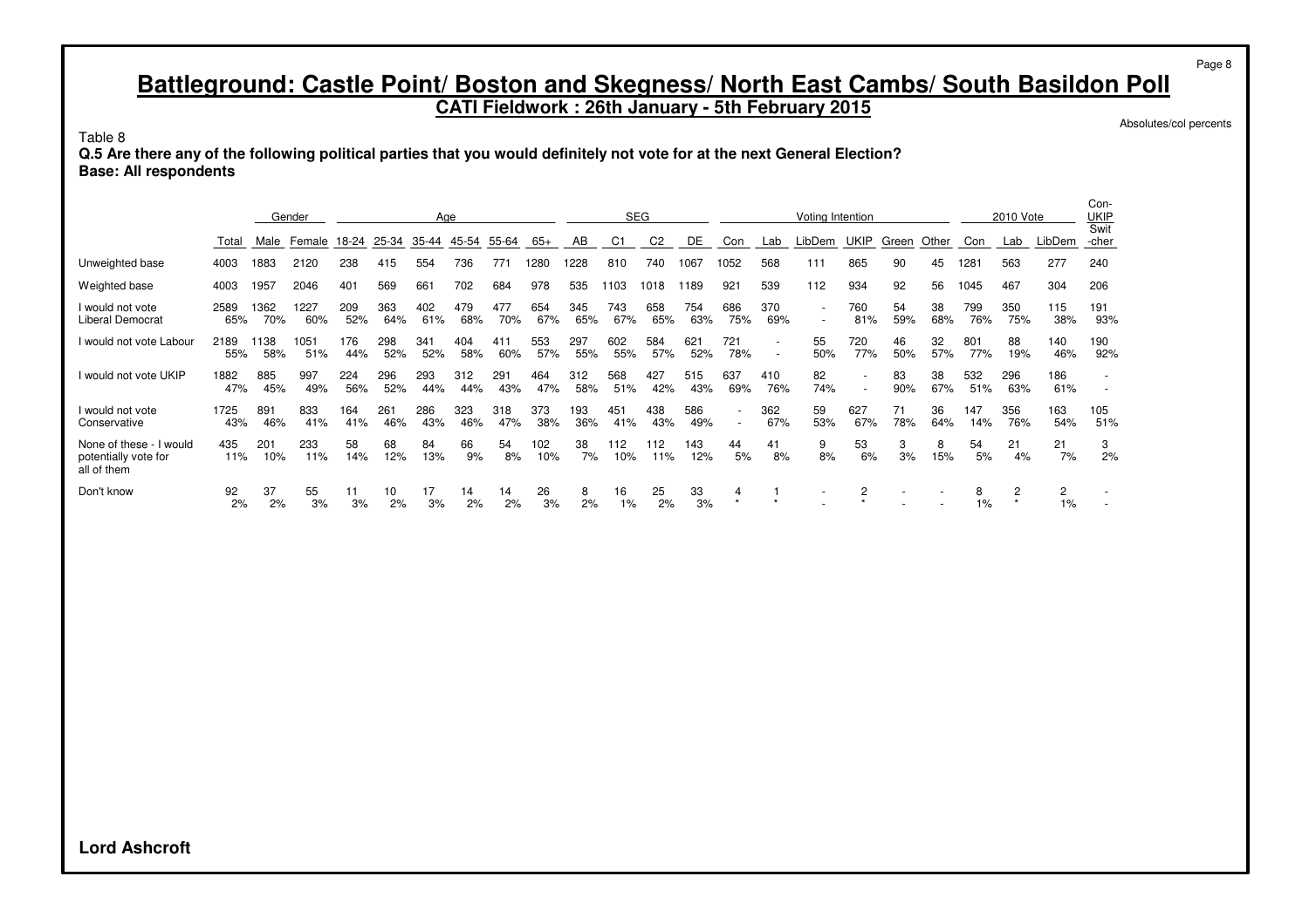# Battleground: Castle Point/ Boston and Skegness/ North East Cambs/ South Basildon Poll

**CATI Fieldwork : 26th January - 5th February 2015**

Absolutes/col percents

Table 8

**Q.5 Are there any of the following political parties that you would definitely not vote for at the next General Election?**
**Base: All respondents**

| | | Gender | | Age | | | | | | SEG | | | | Voting Intention | | | | | | 2010 Vote | | | Con-UKIP |
|---|---|---|---|---|---|---|---|---|---|---|---|---|---|---|---|---|---|---|---|---|---|---|---|
| | Total | Male | Female | 18-24 | 25-34 | 35-44 | 45-54 | 55-64 | 65+ | AB | C1 | C2 | DE | Con | Lab | LibDem | UKIP | Green | Other | Con | Lab | LibDem | Swit-cher |
| Unweighted base | 4003 | 1883 | 2120 | 238 | 415 | 554 | 736 | 771 | 1280 | 1228 | 810 | 740 | 1067 | 1052 | 568 | 111 | 865 | 90 | 45 | 1281 | 563 | 277 | 240 |
| Weighted base | 4003 | 1957 | 2046 | 401 | 569 | 661 | 702 | 684 | 978 | 535 | 1103 | 1018 | 1189 | 921 | 539 | 112 | 934 | 92 | 56 | 1045 | 467 | 304 | 206 |
| I would not vote Liberal Democrat | 2589 | 1362 | 1227 | 209 | 363 | 402 | 479 | 477 | 654 | 345 | 743 | 658 | 754 | 686 | 370 | - | 760 | 54 | 38 | 799 | 350 | 115 | 191 |
| | 65% | 70% | 60% | 52% | 64% | 61% | 68% | 70% | 67% | 65% | 67% | 65% | 63% | 75% | 69% | - | 81% | 59% | 68% | 76% | 75% | 38% | 93% |
| I would not vote Labour | 2189 | 1138 | 1051 | 176 | 298 | 341 | 404 | 411 | 553 | 297 | 602 | 584 | 621 | 721 | - | 55 | 720 | 46 | 32 | 801 | 88 | 140 | 190 |
| | 55% | 58% | 51% | 44% | 52% | 52% | 58% | 60% | 57% | 55% | 55% | 57% | 52% | 78% | - | 50% | 77% | 50% | 57% | 77% | 19% | 46% | 92% |
| I would not vote UKIP | 1882 | 885 | 997 | 224 | 296 | 293 | 312 | 291 | 464 | 312 | 568 | 427 | 515 | 637 | 410 | 82 | - | 83 | 38 | 532 | 296 | 186 | - |
| | 47% | 45% | 49% | 56% | 52% | 44% | 44% | 43% | 47% | 58% | 51% | 42% | 43% | 69% | 76% | 74% | - | 90% | 67% | 51% | 63% | 61% | - |
| I would not vote Conservative | 1725 | 891 | 833 | 164 | 261 | 286 | 323 | 318 | 373 | 193 | 451 | 438 | 586 | - | 362 | 59 | 627 | 71 | 36 | 147 | 356 | 163 | 105 |
| | 43% | 46% | 41% | 41% | 46% | 43% | 46% | 47% | 38% | 36% | 41% | 43% | 49% | - | 67% | 53% | 67% | 78% | 64% | 14% | 76% | 54% | 51% |
| None of these - I would potentially vote for all of them | 435 | 201 | 233 | 58 | 68 | 84 | 66 | 54 | 102 | 38 | 112 | 112 | 143 | 44 | 41 | 9 | 53 | 3 | 8 | 54 | 21 | 21 | 3 |
| | 11% | 10% | 11% | 14% | 12% | 13% | 9% | 8% | 10% | 7% | 10% | 11% | 12% | 5% | 8% | 8% | 6% | 3% | 15% | 5% | 4% | 7% | 2% |
| Don't know | 92 | 37 | 55 | 11 | 10 | 17 | 14 | 14 | 26 | 8 | 16 | 25 | 33 | 4 | 1 | - | 2 | - | - | 8 | 2 | 2 | - |
| | 2% | 2% | 3% | 3% | 2% | 3% | 2% | 2% | 3% | 2% | 1% | 2% | 3% | * | * | - | * | - | - | 1% | * | 1% | - |

**Lord Ashcroft**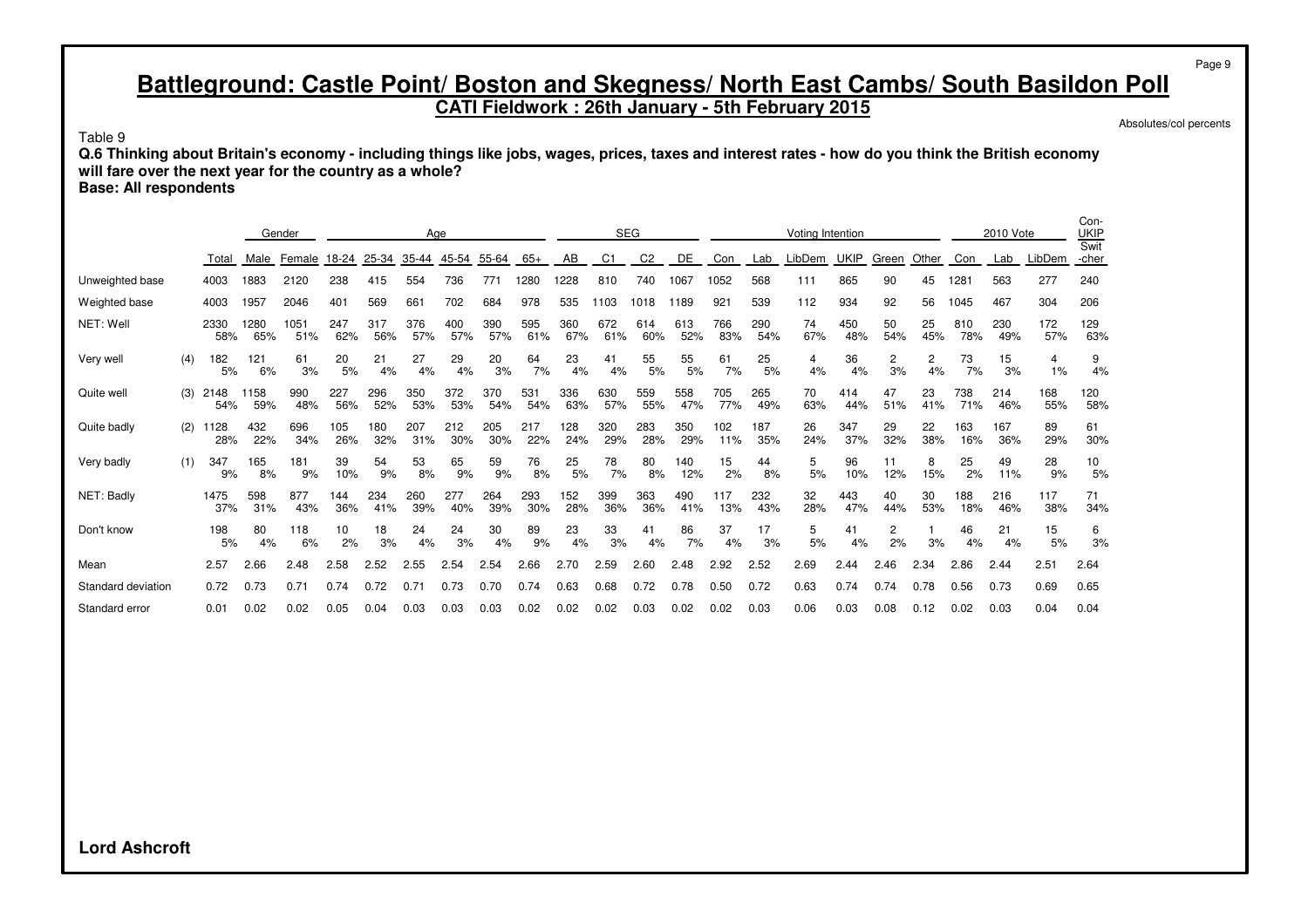# Battleground: Castle Point/ Boston and Skegness/ North East Cambs/ South Basildon Poll

**CATI Fieldwork : 26th January - 5th February 2015**

Absolutes/col percents

Table 9

**Q.6 Thinking about Britain's economy - including things like jobs, wages, prices, taxes and interest rates - how do you think the British economy will fare over the next year for the country as a whole?**

**Base: All respondents**

| | | | Gender | | Age | | | | | | SEG | | | | Voting Intention | | | | | | 2010 Vote | | | Con-UKIP Swit -cher |
|---|---|---|---|---|---|---|---|---|---|---|---|---|---|---|---|---|---|---|---|---|---|---|---|---|
| | | Total | Male | Female | 18-24 | 25-34 | 35-44 | 45-54 | 55-64 | 65+ | AB | C1 | C2 | DE | Con | Lab | LibDem | UKIP | Green | Other | Con | Lab | LibDem | |
| Unweighted base | | 4003 | 1883 | 2120 | 238 | 415 | 554 | 736 | 771 | 1280 | 1228 | 810 | 740 | 1067 | 1052 | 568 | 111 | 865 | 90 | 45 | 1281 | 563 | 277 | 240 |
| Weighted base | | 4003 | 1957 | 2046 | 401 | 569 | 661 | 702 | 684 | 978 | 535 | 1103 | 1018 | 1189 | 921 | 539 | 112 | 934 | 92 | 56 | 1045 | 467 | 304 | 206 |
| NET: Well | | 2330 | 1280 | 1051 | 247 | 317 | 376 | 400 | 390 | 595 | 360 | 672 | 614 | 613 | 766 | 290 | 74 | 450 | 50 | 25 | 810 | 230 | 172 | 129 |
| | | 58% | 65% | 51% | 62% | 56% | 57% | 57% | 57% | 61% | 67% | 61% | 60% | 52% | 83% | 54% | 67% | 48% | 54% | 45% | 78% | 49% | 57% | 63% |
| Very well | (4) | 182 | 121 | 61 | 20 | 21 | 27 | 29 | 20 | 64 | 23 | 41 | 55 | 55 | 61 | 25 | 4 | 36 | 2 | 2 | 73 | 15 | 4 | 9 |
| | | 5% | 6% | 3% | 5% | 4% | 4% | 4% | 3% | 7% | 4% | 4% | 5% | 5% | 7% | 5% | 4% | 4% | 3% | 4% | 7% | 3% | 1% | 4% |
| Quite well | (3) | 2148 | 1158 | 990 | 227 | 296 | 350 | 372 | 370 | 531 | 336 | 630 | 559 | 558 | 705 | 265 | 70 | 414 | 47 | 23 | 738 | 214 | 168 | 120 |
| | | 54% | 59% | 48% | 56% | 52% | 53% | 53% | 54% | 54% | 63% | 57% | 55% | 47% | 77% | 49% | 63% | 44% | 51% | 41% | 71% | 46% | 55% | 58% |
| Quite badly | (2) | 1128 | 432 | 696 | 105 | 180 | 207 | 212 | 205 | 217 | 128 | 320 | 283 | 350 | 102 | 187 | 26 | 347 | 29 | 22 | 163 | 167 | 89 | 61 |
| | | 28% | 22% | 34% | 26% | 32% | 31% | 30% | 30% | 22% | 24% | 29% | 28% | 29% | 11% | 35% | 24% | 37% | 32% | 38% | 16% | 36% | 29% | 30% |
| Very badly | (1) | 347 | 165 | 181 | 39 | 54 | 53 | 65 | 59 | 76 | 25 | 78 | 80 | 140 | 15 | 44 | 5 | 96 | 11 | 8 | 25 | 49 | 28 | 10 |
| | | 9% | 8% | 9% | 10% | 9% | 8% | 9% | 9% | 8% | 5% | 7% | 8% | 12% | 2% | 8% | 5% | 10% | 12% | 15% | 2% | 11% | 9% | 5% |
| NET: Badly | | 1475 | 598 | 877 | 144 | 234 | 260 | 277 | 264 | 293 | 152 | 399 | 363 | 490 | 117 | 232 | 32 | 443 | 40 | 30 | 188 | 216 | 117 | 71 |
| | | 37% | 31% | 43% | 36% | 41% | 39% | 40% | 39% | 30% | 28% | 36% | 36% | 41% | 13% | 43% | 28% | 47% | 44% | 53% | 18% | 46% | 38% | 34% |
| Don't know | | 198 | 80 | 118 | 10 | 18 | 24 | 24 | 30 | 89 | 23 | 33 | 41 | 86 | 37 | 17 | 5 | 41 | 2 | 1 | 46 | 21 | 15 | 6 |
| | | 5% | 4% | 6% | 2% | 3% | 4% | 3% | 4% | 9% | 4% | 3% | 4% | 7% | 4% | 3% | 5% | 4% | 2% | 3% | 4% | 4% | 5% | 3% |
| Mean | | 2.57 | 2.66 | 2.48 | 2.58 | 2.52 | 2.55 | 2.54 | 2.54 | 2.66 | 2.70 | 2.59 | 2.60 | 2.48 | 2.92 | 2.52 | 2.69 | 2.44 | 2.46 | 2.34 | 2.86 | 2.44 | 2.51 | 2.64 |
| Standard deviation | | 0.72 | 0.73 | 0.71 | 0.74 | 0.72 | 0.71 | 0.73 | 0.70 | 0.74 | 0.63 | 0.68 | 0.72 | 0.78 | 0.50 | 0.72 | 0.63 | 0.74 | 0.74 | 0.78 | 0.56 | 0.73 | 0.69 | 0.65 |
| Standard error | | 0.01 | 0.02 | 0.02 | 0.05 | 0.04 | 0.03 | 0.03 | 0.03 | 0.02 | 0.02 | 0.02 | 0.03 | 0.02 | 0.02 | 0.03 | 0.06 | 0.03 | 0.08 | 0.12 | 0.02 | 0.03 | 0.04 | 0.04 |

**Lord Ashcroft**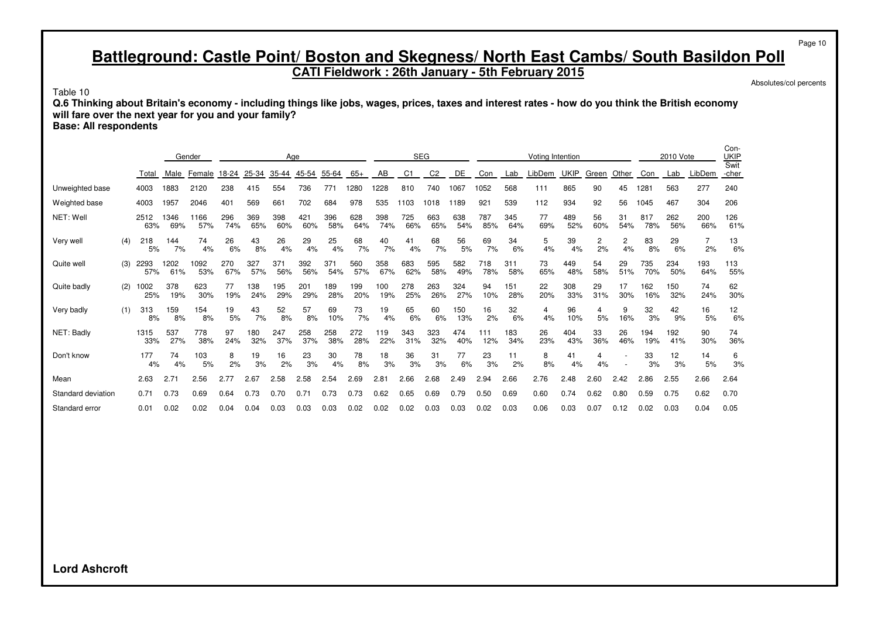# Battleground: Castle Point/ Boston and Skegness/ North East Cambs/ South Basildon Poll

**CATI Fieldwork : 26th January - 5th February 2015**

Absolutes/col percents

Table 10

**Q.6 Thinking about Britain's economy - including things like jobs, wages, prices, taxes and interest rates - how do you think the British economy will fare over the next year for you and your family?**

**Base: All respondents**

| | | | Gender | | Age | | | | | | SEG | | | | Voting Intention | | | | | | | 2010 Vote | | | Con-UKIP |
|---|---|---|---|---|---|---|---|---|---|---|---|---|---|---|---|---|---|---|---|---|---|---|---|---|---|
| | | Total | Male | Female | 18-24 | 25-34 | 35-44 | 45-54 | 55-64 | 65+ | AB | C1 | C2 | DE | Con | Lab | LibDem | UKIP | Green | Other | Con | Lab | LibDem | Swit -cher |
| Unweighted base | | 4003 | 1883 | 2120 | 238 | 415 | 554 | 736 | 771 | 1280 | 1228 | 810 | 740 | 1067 | 1052 | 568 | 111 | 865 | 90 | 45 | 1281 | 563 | 277 | 240 |
| Weighted base | | 4003 | 1957 | 2046 | 401 | 569 | 661 | 702 | 684 | 978 | 535 | 1103 | 1018 | 1189 | 921 | 539 | 112 | 934 | 92 | 56 | 1045 | 467 | 304 | 206 |
| NET: Well | | 2512 | 1346 | 1166 | 296 | 369 | 398 | 421 | 396 | 628 | 398 | 725 | 663 | 638 | 787 | 345 | 77 | 489 | 56 | 31 | 817 | 262 | 200 | 126 |
| | | 63% | 69% | 57% | 74% | 65% | 60% | 60% | 58% | 64% | 74% | 66% | 65% | 54% | 85% | 64% | 69% | 52% | 60% | 54% | 78% | 56% | 66% | 61% |
| Very well | (4) | 218 | 144 | 74 | 26 | 43 | 26 | 29 | 25 | 68 | 40 | 41 | 68 | 56 | 69 | 34 | 5 | 39 | 2 | 2 | 83 | 29 | 7 | 13 |
| | | 5% | 7% | 4% | 6% | 8% | 4% | 4% | 4% | 7% | 7% | 4% | 7% | 5% | 7% | 6% | 4% | 4% | 2% | 4% | 8% | 6% | 2% | 6% |
| Quite well | (3) | 2293 | 1202 | 1092 | 270 | 327 | 371 | 392 | 371 | 560 | 358 | 683 | 595 | 582 | 718 | 311 | 73 | 449 | 54 | 29 | 735 | 234 | 193 | 113 |
| | | 57% | 61% | 53% | 67% | 57% | 56% | 56% | 54% | 57% | 67% | 62% | 58% | 49% | 78% | 58% | 65% | 48% | 58% | 51% | 70% | 50% | 64% | 55% |
| Quite badly | (2) | 1002 | 378 | 623 | 77 | 138 | 195 | 201 | 189 | 199 | 100 | 278 | 263 | 324 | 94 | 151 | 22 | 308 | 29 | 17 | 162 | 150 | 74 | 62 |
| | | 25% | 19% | 30% | 19% | 24% | 29% | 29% | 28% | 20% | 19% | 25% | 26% | 27% | 10% | 28% | 20% | 33% | 31% | 30% | 16% | 32% | 24% | 30% |
| Very badly | (1) | 313 | 159 | 154 | 19 | 43 | 52 | 57 | 69 | 73 | 19 | 65 | 60 | 150 | 16 | 32 | 4 | 96 | 4 | 9 | 32 | 42 | 16 | 12 |
| | | 8% | 8% | 8% | 5% | 7% | 8% | 8% | 10% | 7% | 4% | 6% | 6% | 13% | 2% | 6% | 4% | 10% | 5% | 16% | 3% | 9% | 5% | 6% |
| NET: Badly | | 1315 | 537 | 778 | 97 | 180 | 247 | 258 | 258 | 272 | 119 | 343 | 323 | 474 | 111 | 183 | 26 | 404 | 33 | 26 | 194 | 192 | 90 | 74 |
| | | 33% | 27% | 38% | 24% | 32% | 37% | 37% | 38% | 28% | 22% | 31% | 32% | 40% | 12% | 34% | 23% | 43% | 36% | 46% | 19% | 41% | 30% | 36% |
| Don't know | | 177 | 74 | 103 | 8 | 19 | 16 | 23 | 30 | 78 | 18 | 36 | 31 | 77 | 23 | 11 | 8 | 41 | 4 | - | 33 | 12 | 14 | 6 |
| | | 4% | 4% | 5% | 2% | 3% | 2% | 3% | 4% | 8% | 3% | 3% | 3% | 6% | 3% | 2% | 8% | 4% | 4% | - | 3% | 3% | 5% | 3% |
| Mean | | 2.63 | 2.71 | 2.56 | 2.77 | 2.67 | 2.58 | 2.58 | 2.54 | 2.69 | 2.81 | 2.66 | 2.68 | 2.49 | 2.94 | 2.66 | 2.76 | 2.48 | 2.60 | 2.42 | 2.86 | 2.55 | 2.66 | 2.64 |
| Standard deviation | | 0.71 | 0.73 | 0.69 | 0.64 | 0.73 | 0.70 | 0.71 | 0.73 | 0.73 | 0.62 | 0.65 | 0.69 | 0.79 | 0.50 | 0.69 | 0.60 | 0.74 | 0.62 | 0.80 | 0.59 | 0.75 | 0.62 | 0.70 |
| Standard error | | 0.01 | 0.02 | 0.02 | 0.04 | 0.04 | 0.03 | 0.03 | 0.03 | 0.02 | 0.02 | 0.02 | 0.03 | 0.03 | 0.02 | 0.03 | 0.06 | 0.03 | 0.07 | 0.12 | 0.02 | 0.03 | 0.04 | 0.05 |

**Lord Ashcroft**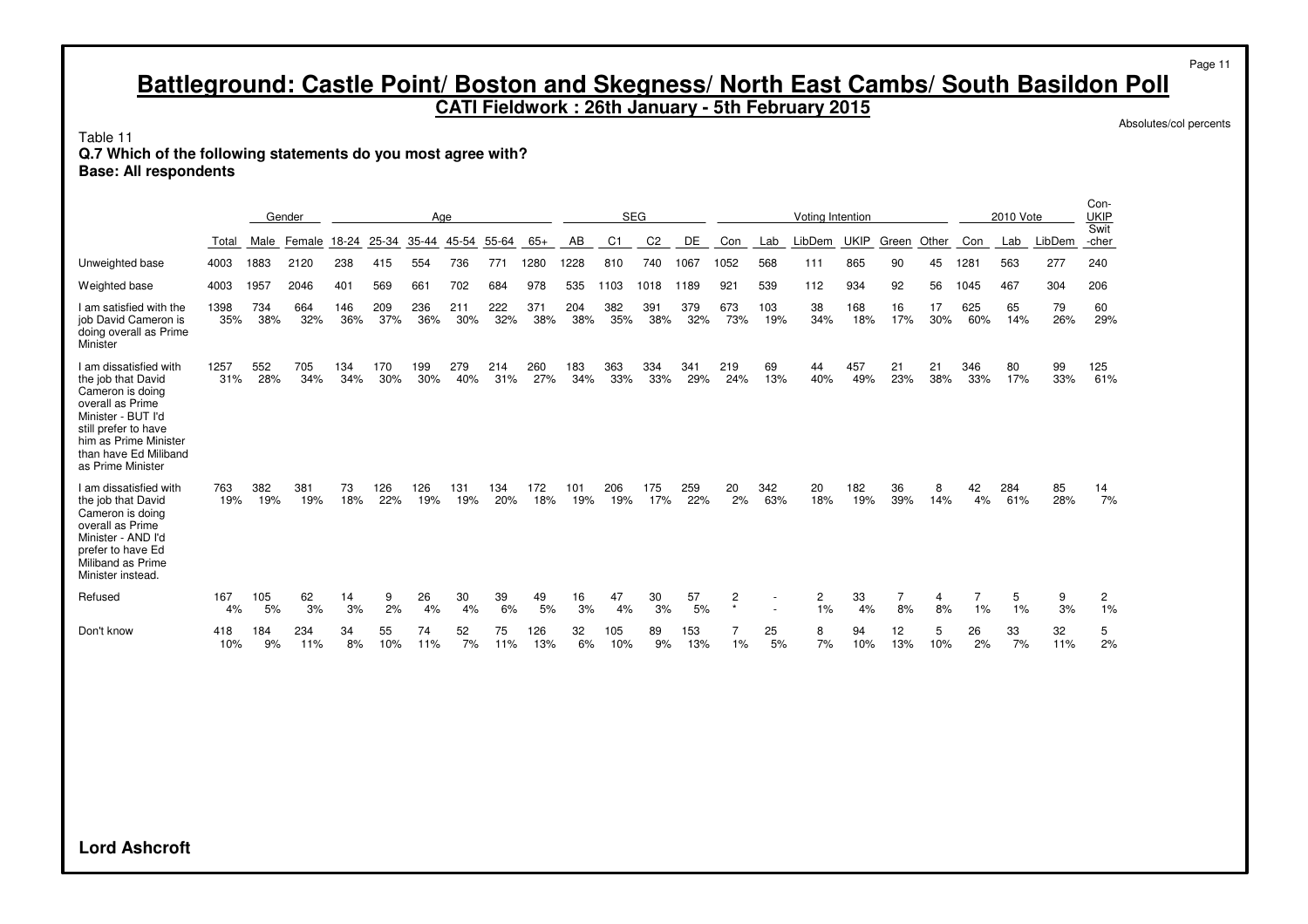# Battleground: Castle Point/ Boston and Skegness/ North East Cambs/ South Basildon Poll

**CATI Fieldwork : 26th January - 5th February 2015**

Absolutes/col percents

Table 11
**Q.7 Which of the following statements do you most agree with?**
**Base: All respondents**

| | | Gender | | Age | | | | | | SEG | | | | Voting Intention | | | | | | 2010 Vote | | | Con-UKIP Swit |
|---|---|---|---|---|---|---|---|---|---|---|---|---|---|---|---|---|---|---|---|---|---|---|---|
| | Total | Male | Female | 18-24 | 25-34 | 35-44 | 45-54 | 55-64 | 65+ | AB | C1 | C2 | DE | Con | Lab | LibDem | UKIP | Green | Other | Con | Lab | LibDem | -cher |
| Unweighted base | 4003 | 1883 | 2120 | 238 | 415 | 554 | 736 | 771 | 1280 | 1228 | 810 | 740 | 1067 | 1052 | 568 | 111 | 865 | 90 | 45 | 1281 | 563 | 277 | 240 |
| Weighted base | 4003 | 1957 | 2046 | 401 | 569 | 661 | 702 | 684 | 978 | 535 | 1103 | 1018 | 1189 | 921 | 539 | 112 | 934 | 92 | 56 | 1045 | 467 | 304 | 206 |
| I am satisfied with the job David Cameron is doing overall as Prime Minister | 1398 | 734 | 664 | 146 | 209 | 236 | 211 | 222 | 371 | 204 | 382 | 391 | 379 | 673 | 103 | 38 | 168 | 16 | 17 | 625 | 65 | 79 | 60 |
| | 35% | 38% | 32% | 36% | 37% | 36% | 30% | 32% | 38% | 38% | 35% | 38% | 32% | 73% | 19% | 34% | 18% | 17% | 30% | 60% | 14% | 26% | 29% |
| I am dissatisfied with the job that David Cameron is doing overall as Prime Minister - BUT I'd still prefer to have him as Prime Minister than have Ed Miliband as Prime Minister | 1257 | 552 | 705 | 134 | 170 | 199 | 279 | 214 | 260 | 183 | 363 | 334 | 341 | 219 | 69 | 44 | 457 | 21 | 21 | 346 | 80 | 99 | 125 |
| | 31% | 28% | 34% | 34% | 30% | 30% | 40% | 31% | 27% | 34% | 33% | 33% | 29% | 24% | 13% | 40% | 49% | 23% | 38% | 33% | 17% | 33% | 61% |
| I am dissatisfied with the job that David Cameron is doing overall as Prime Minister - AND I'd prefer to have Ed Miliband as Prime Minister instead. | 763 | 382 | 381 | 73 | 126 | 126 | 131 | 134 | 172 | 101 | 206 | 175 | 259 | 20 | 342 | 20 | 182 | 36 | 8 | 42 | 284 | 85 | 14 |
| | 19% | 19% | 19% | 18% | 22% | 19% | 19% | 20% | 18% | 19% | 19% | 17% | 22% | 2% | 63% | 18% | 19% | 39% | 14% | 4% | 61% | 28% | 7% |
| Refused | 167 | 105 | 62 | 14 | 9 | 26 | 30 | 39 | 49 | 16 | 47 | 30 | 57 | 2 | - | 2 | 33 | 7 | 4 | 7 | 5 | 9 | 2 |
| | 4% | 5% | 3% | 3% | 2% | 4% | 4% | 6% | 5% | 3% | 4% | 3% | 5% | * | - | 1% | 4% | 8% | 8% | 1% | 1% | 3% | 1% |
| Don't know | 418 | 184 | 234 | 34 | 55 | 74 | 52 | 75 | 126 | 32 | 105 | 89 | 153 | 7 | 25 | 8 | 94 | 12 | 5 | 26 | 33 | 32 | 5 |
| | 10% | 9% | 11% | 8% | 10% | 11% | 7% | 11% | 13% | 6% | 10% | 9% | 13% | 1% | 5% | 7% | 10% | 13% | 10% | 2% | 7% | 11% | 2% |

**Lord Ashcroft**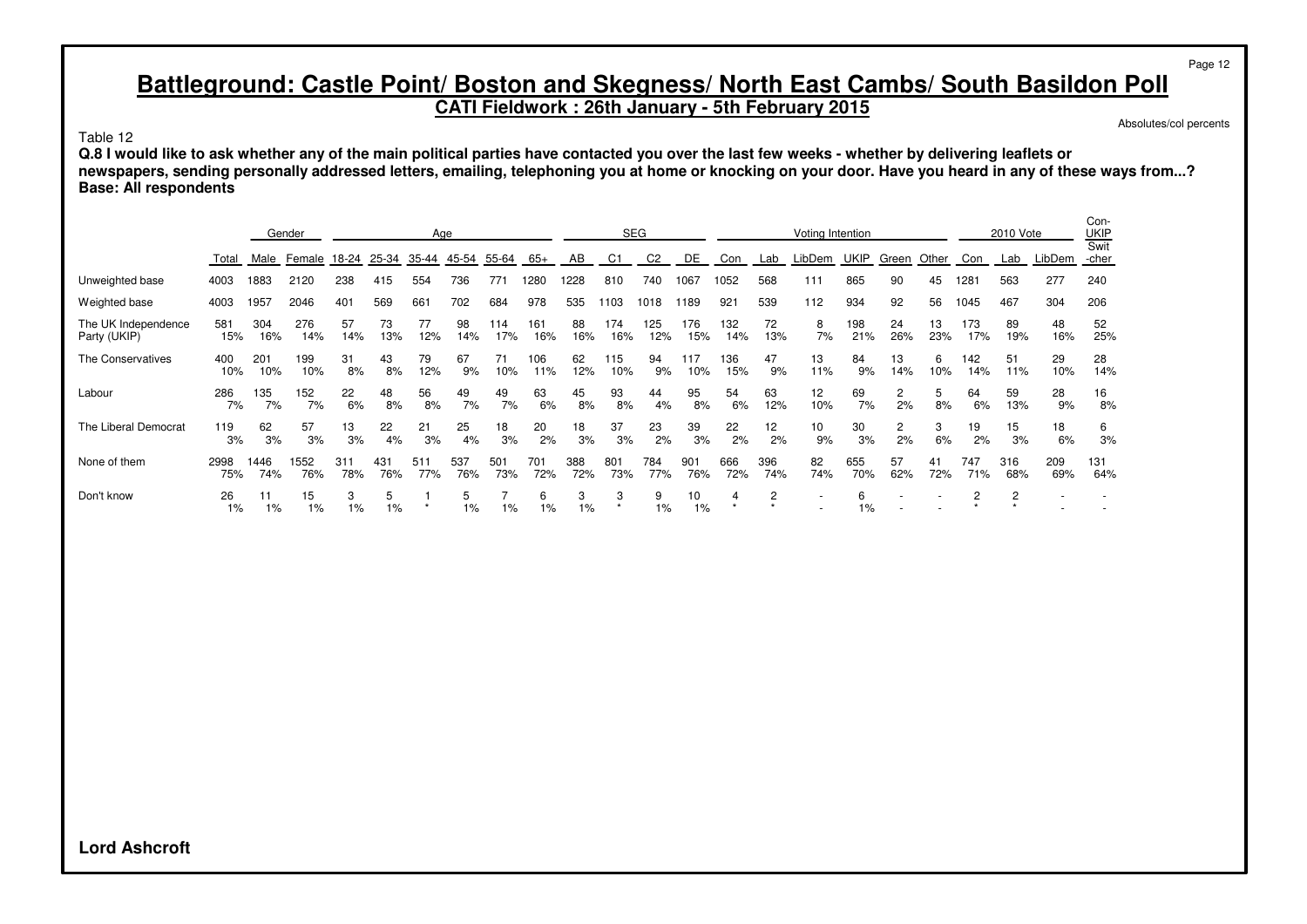# Battleground: Castle Point/ Boston and Skegness/ North East Cambs/ South Basildon Poll

**CATI Fieldwork : 26th January - 5th February 2015**

Absolutes/col percents

Table 12

**Q.8 I would like to ask whether any of the main political parties have contacted you over the last few weeks - whether by delivering leaflets or newspapers, sending personally addressed letters, emailing, telephoning you at home or knocking on your door. Have you heard in any of these ways from...?**
**Base: All respondents**

| | | Gender | | Age | | | | | | SEG | | | | Voting Intention | | | | | | 2010 Vote | | | Con-UKIP |
|---|---|---|---|---|---|---|---|---|---|---|---|---|---|---|---|---|---|---|---|---|---|---|---|
| | Total | Male | Female | 18-24 | 25-34 | 35-44 | 45-54 | 55-64 | 65+ | AB | C1 | C2 | DE | Con | Lab | LibDem | UKIP | Green | Other | Con | Lab | LibDem | Swit-cher |
| Unweighted base | 4003 | 1883 | 2120 | 238 | 415 | 554 | 736 | 771 | 1280 | 1228 | 810 | 740 | 1067 | 1052 | 568 | 111 | 865 | 90 | 45 | 1281 | 563 | 277 | 240 |
| Weighted base | 4003 | 1957 | 2046 | 401 | 569 | 661 | 702 | 684 | 978 | 535 | 1103 | 1018 | 1189 | 921 | 539 | 112 | 934 | 92 | 56 | 1045 | 467 | 304 | 206 |
| The UK Independence Party (UKIP) | 581 | 304 | 276 | 57 | 73 | 77 | 98 | 114 | 161 | 88 | 174 | 125 | 176 | 132 | 72 | 8 | 198 | 24 | 13 | 173 | 89 | 48 | 52 |
| | 15% | 16% | 14% | 14% | 13% | 12% | 14% | 17% | 16% | 16% | 16% | 12% | 15% | 14% | 13% | 7% | 21% | 26% | 23% | 17% | 19% | 16% | 25% |
| The Conservatives | 400 | 201 | 199 | 31 | 43 | 79 | 67 | 71 | 106 | 62 | 115 | 94 | 117 | 136 | 47 | 13 | 84 | 13 | 6 | 142 | 51 | 29 | 28 |
| | 10% | 10% | 10% | 8% | 8% | 12% | 9% | 10% | 11% | 12% | 10% | 9% | 10% | 15% | 9% | 11% | 9% | 14% | 10% | 14% | 11% | 10% | 14% |
| Labour | 286 | 135 | 152 | 22 | 48 | 56 | 49 | 49 | 63 | 45 | 93 | 44 | 95 | 54 | 63 | 12 | 69 | 2 | 5 | 64 | 59 | 28 | 16 |
| | 7% | 7% | 7% | 6% | 8% | 8% | 7% | 7% | 6% | 8% | 8% | 4% | 8% | 6% | 12% | 10% | 7% | 2% | 8% | 6% | 13% | 9% | 8% |
| The Liberal Democrat | 119 | 62 | 57 | 13 | 22 | 21 | 25 | 18 | 20 | 18 | 37 | 23 | 39 | 22 | 12 | 10 | 30 | 2 | 3 | 19 | 15 | 18 | 6 |
| | 3% | 3% | 3% | 3% | 4% | 3% | 4% | 3% | 2% | 3% | 3% | 2% | 3% | 2% | 2% | 9% | 3% | 2% | 6% | 2% | 3% | 6% | 3% |
| None of them | 2998 | 1446 | 1552 | 311 | 431 | 511 | 537 | 501 | 701 | 388 | 801 | 784 | 901 | 666 | 396 | 82 | 655 | 57 | 41 | 747 | 316 | 209 | 131 |
| | 75% | 74% | 76% | 78% | 76% | 77% | 76% | 73% | 72% | 72% | 73% | 77% | 76% | 72% | 74% | 74% | 70% | 62% | 72% | 71% | 68% | 69% | 64% |
| Don't know | 26 | 11 | 15 | 3 | 5 | 1 | 5 | 7 | 6 | 3 | 3 | 9 | 10 | 4 | 2 | - | 6 | - | - | 2 | 2 | - | - |
| | 1% | 1% | 1% | 1% | 1% | * | 1% | 1% | 1% | 1% | * | 1% | 1% | * | * | - | 1% | - | - | * | * | - | - |

**Lord Ashcroft**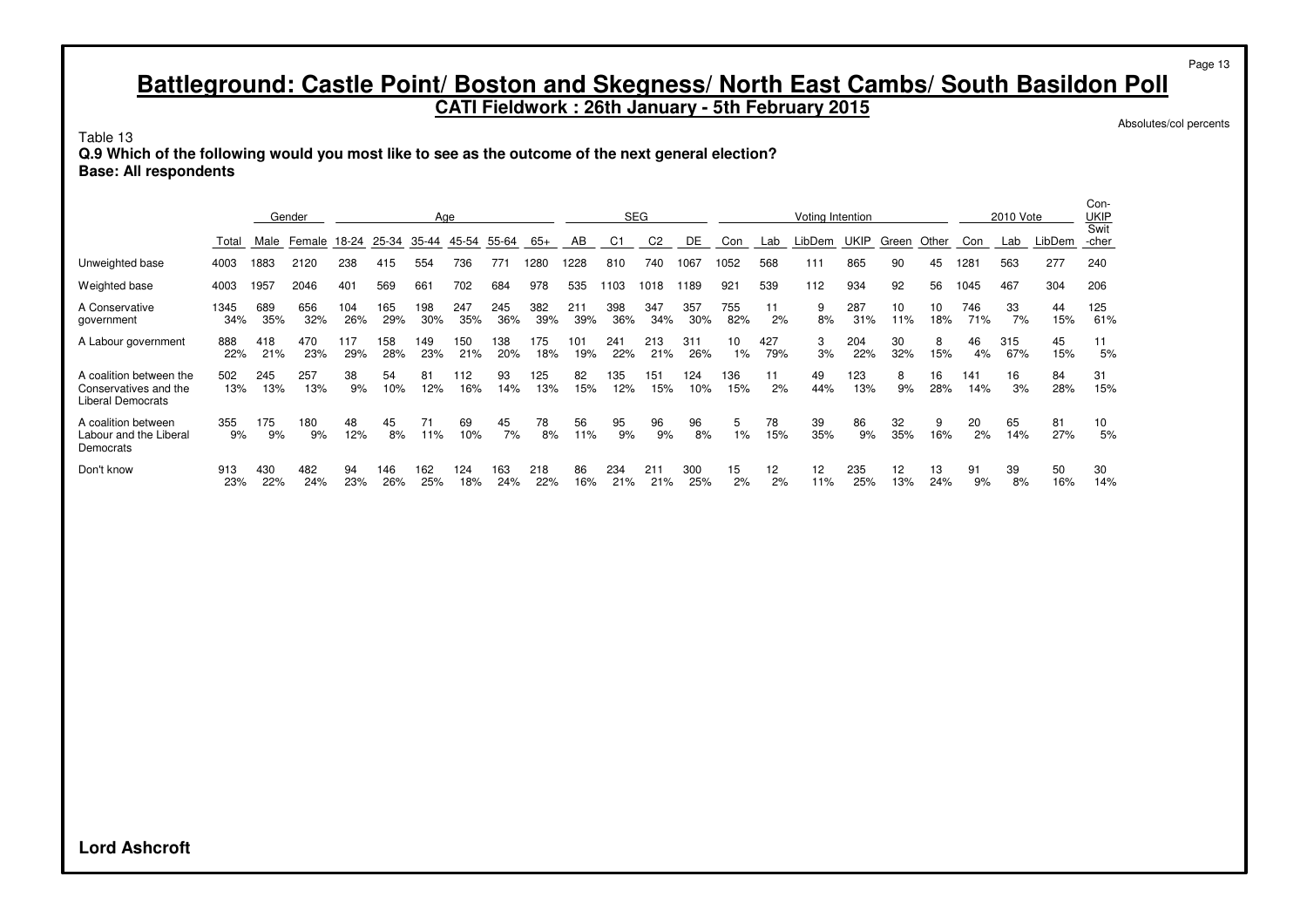# Battleground: Castle Point/ Boston and Skegness/ North East Cambs/ South Basildon Poll

**CATI Fieldwork : 26th January - 5th February 2015**

Absolutes/col percents

Table 13

**Q.9 Which of the following would you most like to see as the outcome of the next general election?**

**Base: All respondents**

| | | Gender | | Age | | | | | | SEG | | | | Voting Intention | | | | | | 2010 Vote | | | Con-UKIP |
|---|---|---|---|---|---|---|---|---|---|---|---|---|---|---|---|---|---|---|---|---|---|---|---|
| | Total | Male | Female | 18-24 | 25-34 | 35-44 | 45-54 | 55-64 | 65+ | AB | C1 | C2 | DE | Con | Lab | LibDem | UKIP | Green | Other | Con | Lab | LibDem | Swit-cher |
| Unweighted base | 4003 | 1883 | 2120 | 238 | 415 | 554 | 736 | 771 | 1280 | 1228 | 810 | 740 | 1067 | 1052 | 568 | 111 | 865 | 90 | 45 | 1281 | 563 | 277 | 240 |
| Weighted base | 4003 | 1957 | 2046 | 401 | 569 | 661 | 702 | 684 | 978 | 535 | 1103 | 1018 | 1189 | 921 | 539 | 112 | 934 | 92 | 56 | 1045 | 467 | 304 | 206 |
| A Conservative government | 1345 | 689 | 656 | 104 | 165 | 198 | 247 | 245 | 382 | 211 | 398 | 347 | 357 | 755 | 11 | 9 | 287 | 10 | 10 | 746 | 33 | 44 | 125 |
| | 34% | 35% | 32% | 26% | 29% | 30% | 35% | 36% | 39% | 39% | 36% | 34% | 30% | 82% | 2% | 8% | 31% | 11% | 18% | 71% | 7% | 15% | 61% |
| A Labour government | 888 | 418 | 470 | 117 | 158 | 149 | 150 | 138 | 175 | 101 | 241 | 213 | 311 | 10 | 427 | 3 | 204 | 30 | 8 | 46 | 315 | 45 | 11 |
| | 22% | 21% | 23% | 29% | 28% | 23% | 21% | 20% | 18% | 19% | 22% | 21% | 26% | 1% | 79% | 3% | 22% | 32% | 15% | 4% | 67% | 15% | 5% |
| A coalition between the Conservatives and the Liberal Democrats | 502 | 245 | 257 | 38 | 54 | 81 | 112 | 93 | 125 | 82 | 135 | 151 | 124 | 136 | 11 | 49 | 123 | 8 | 16 | 141 | 16 | 84 | 31 |
| | 13% | 13% | 13% | 9% | 10% | 12% | 16% | 14% | 13% | 15% | 12% | 15% | 10% | 15% | 2% | 44% | 13% | 9% | 28% | 14% | 3% | 28% | 15% |
| A coalition between Labour and the Liberal Democrats | 355 | 175 | 180 | 48 | 45 | 71 | 69 | 45 | 78 | 56 | 95 | 96 | 96 | 5 | 78 | 39 | 86 | 32 | 9 | 20 | 65 | 81 | 10 |
| | 9% | 9% | 9% | 12% | 8% | 11% | 10% | 7% | 8% | 11% | 9% | 9% | 8% | 1% | 15% | 35% | 9% | 35% | 16% | 2% | 14% | 27% | 5% |
| Don't know | 913 | 430 | 482 | 94 | 146 | 162 | 124 | 163 | 218 | 86 | 234 | 211 | 300 | 15 | 12 | 12 | 235 | 12 | 13 | 91 | 39 | 50 | 30 |
| | 23% | 22% | 24% | 23% | 26% | 25% | 18% | 24% | 22% | 16% | 21% | 21% | 25% | 2% | 2% | 11% | 25% | 13% | 24% | 9% | 8% | 16% | 14% |

**Lord Ashcroft**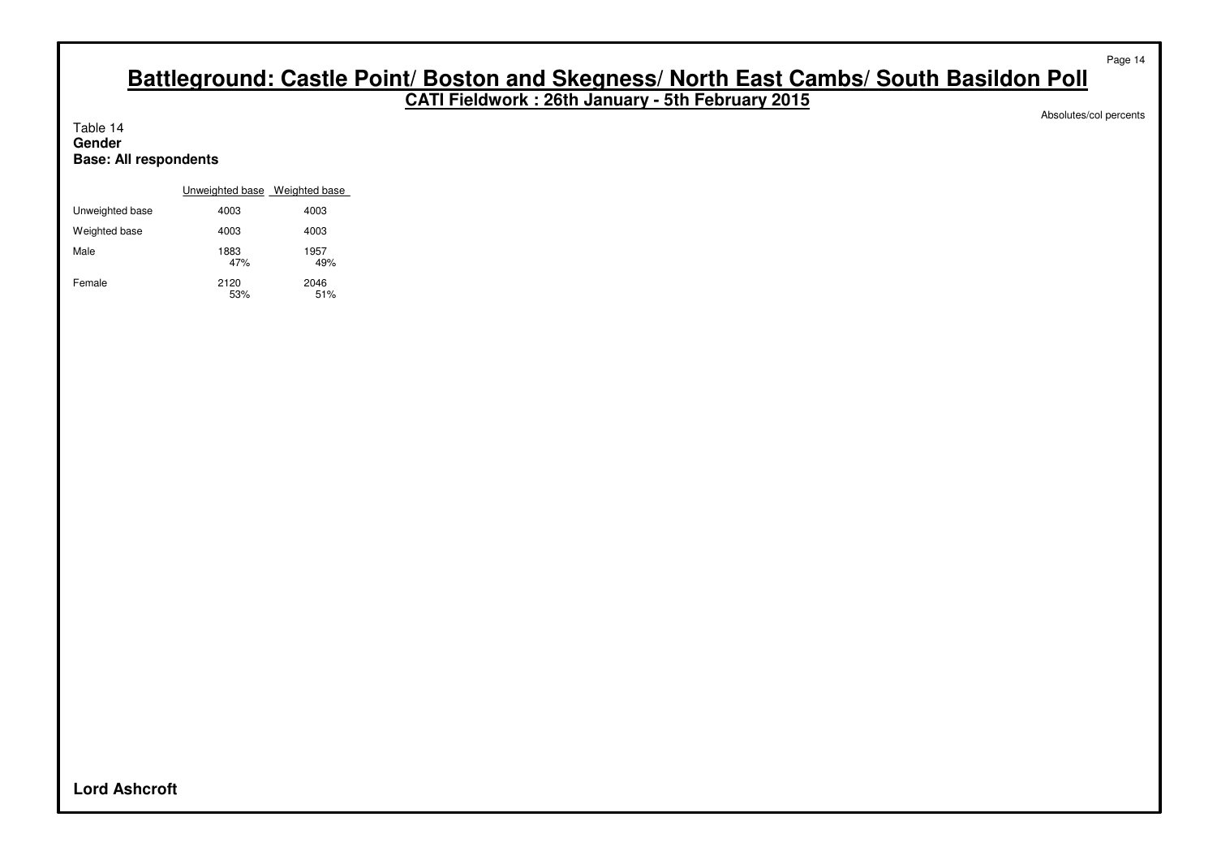# Battleground: Castle Point/ Boston and Skegness/ North East Cambs/ South Basildon Poll

**CATI Fieldwork : 26th January - 5th February 2015**

Absolutes/col percents

Table 14
**Gender**
**Base: All respondents**

| | Unweighted base | Weighted base |
|---|---|---|
| Unweighted base | 4003 | 4003 |
| Weighted base | 4003 | 4003 |
| Male | 1883<br>47% | 1957<br>49% |
| Female | 2120<br>53% | 2046<br>51% |

**Lord Ashcroft**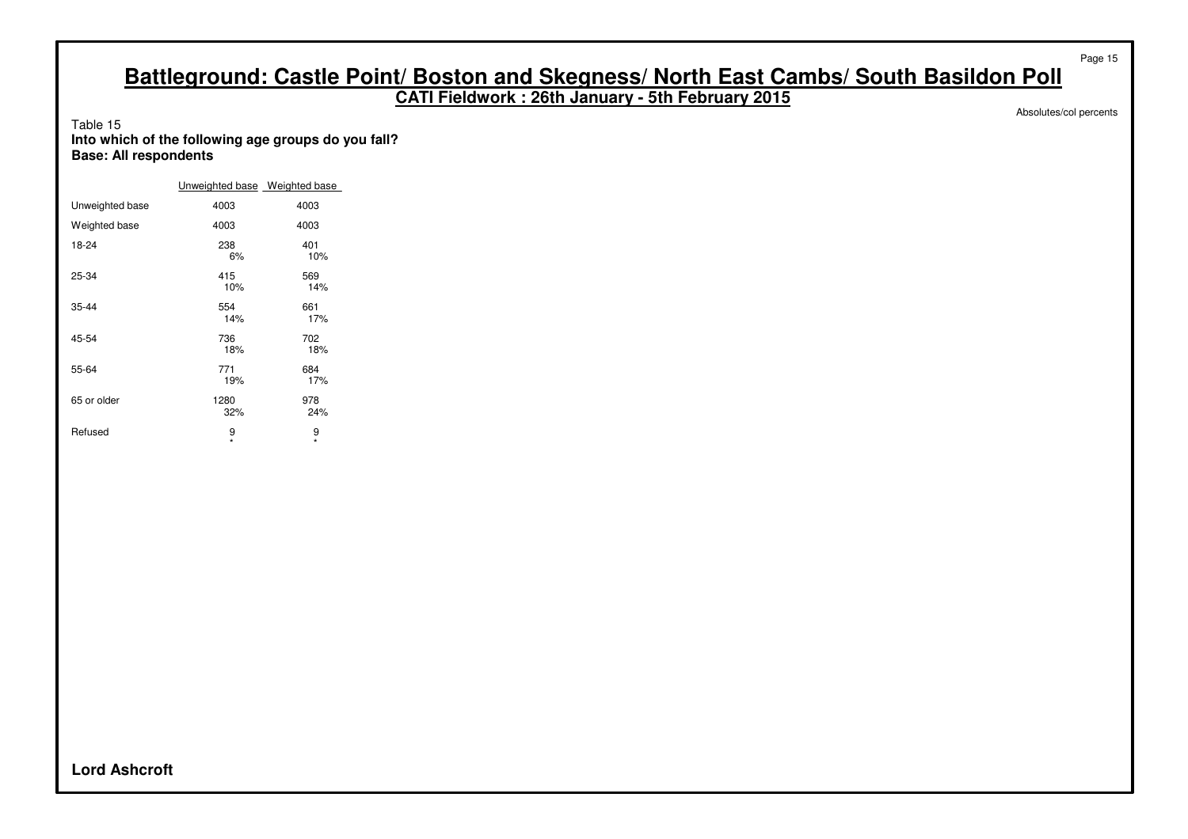# Battleground: Castle Point/ Boston and Skegness/ North East Cambs/ South Basildon Poll

## CATI Fieldwork : 26th January - 5th February 2015

Absolutes/col percents

Table 15
**Into which of the following age groups do you fall?**
**Base: All respondents**

| | Unweighted base | Weighted base |
|---|---|---|
| Unweighted base | 4003 | 4003 |
| Weighted base | 4003 | 4003 |
| 18-24 | 238<br>6% | 401<br>10% |
| 25-34 | 415<br>10% | 569<br>14% |
| 35-44 | 554<br>14% | 661<br>17% |
| 45-54 | 736<br>18% | 702<br>18% |
| 55-64 | 771<br>19% | 684<br>17% |
| 65 or older | 1280<br>32% | 978<br>24% |
| Refused | 9<br>* | 9<br>* |

**Lord Ashcroft**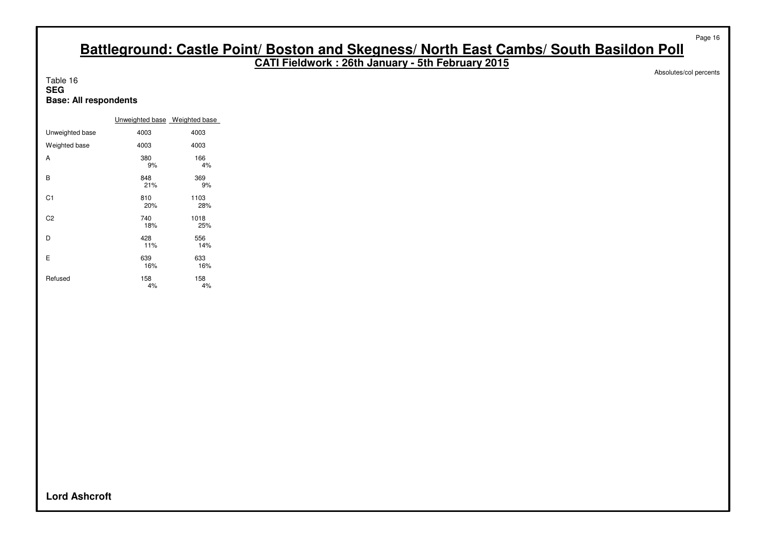# Battleground: Castle Point/ Boston and Skegness/ North East Cambs/ South Basildon Poll

**CATI Fieldwork : 26th January - 5th February 2015**

Absolutes/col percents

Table 16
**SEG**
**Base: All respondents**

| | Unweighted base | Weighted base |
|---|---|---|
| Unweighted base | 4003 | 4003 |
| Weighted base | 4003 | 4003 |
| A | 380<br>9% | 166<br>4% |
| B | 848<br>21% | 369<br>9% |
| C1 | 810<br>20% | 1103<br>28% |
| C2 | 740<br>18% | 1018<br>25% |
| D | 428<br>11% | 556<br>14% |
| E | 639<br>16% | 633<br>16% |
| Refused | 158<br>4% | 158<br>4% |

**Lord Ashcroft**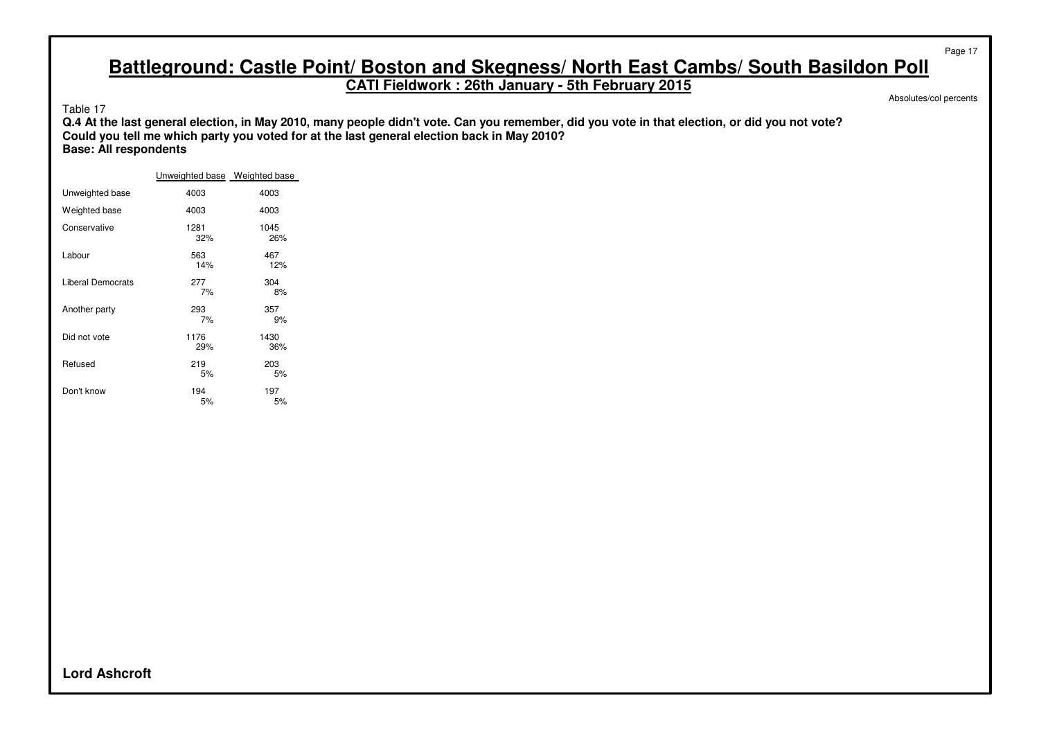# Battleground: Castle Point/ Boston and Skegness/ North East Cambs/ South Basildon Poll

**CATI Fieldwork : 26th January - 5th February 2015**

Absolutes/col percents

Table 17

**Q.4 At the last general election, in May 2010, many people didn't vote. Can you remember, did you vote in that election, or did you not vote?**
**Could you tell me which party you voted for at the last general election back in May 2010?**
**Base: All respondents**

| | Unweighted base | Weighted base |
|---|---|---|
| Unweighted base | 4003 | 4003 |
| Weighted base | 4003 | 4003 |
| Conservative | 1281<br>32% | 1045<br>26% |
| Labour | 563<br>14% | 467<br>12% |
| Liberal Democrats | 277<br>7% | 304<br>8% |
| Another party | 293<br>7% | 357<br>9% |
| Did not vote | 1176<br>29% | 1430<br>36% |
| Refused | 219<br>5% | 203<br>5% |
| Don't know | 194<br>5% | 197<br>5% |

**Lord Ashcroft**